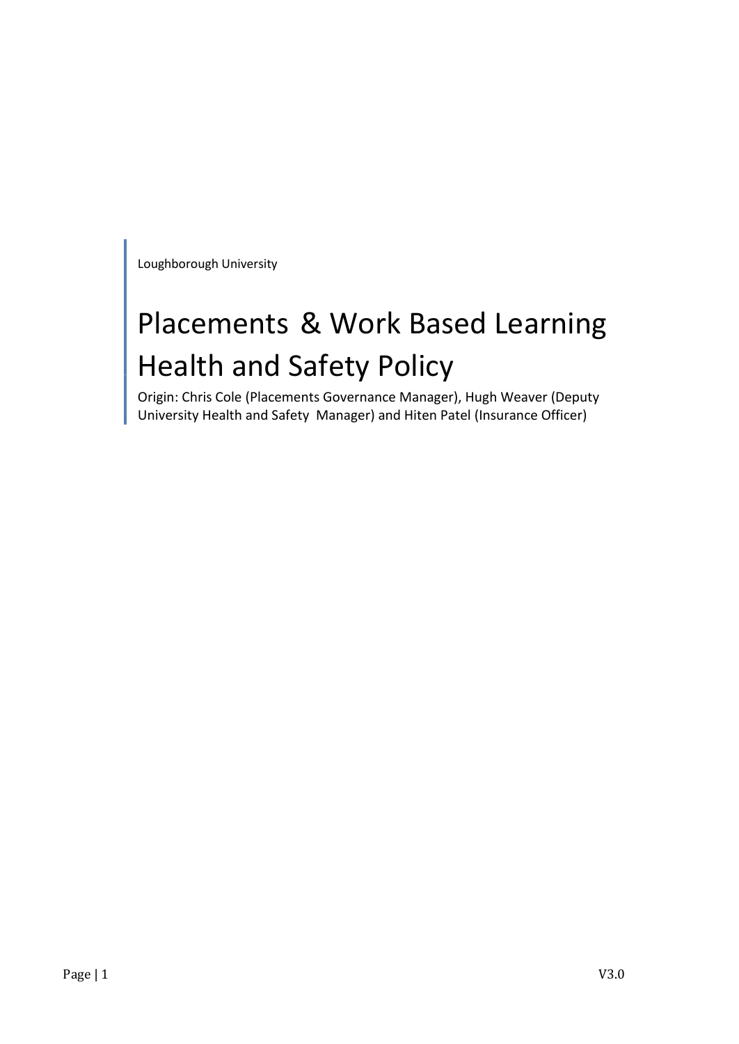Loughborough University

# Placements & Work Based Learning Health and Safety Policy

Origin: Chris Cole (Placements Governance Manager), Hugh Weaver (Deputy University Health and Safety Manager) and Hiten Patel (Insurance Officer)

V3.0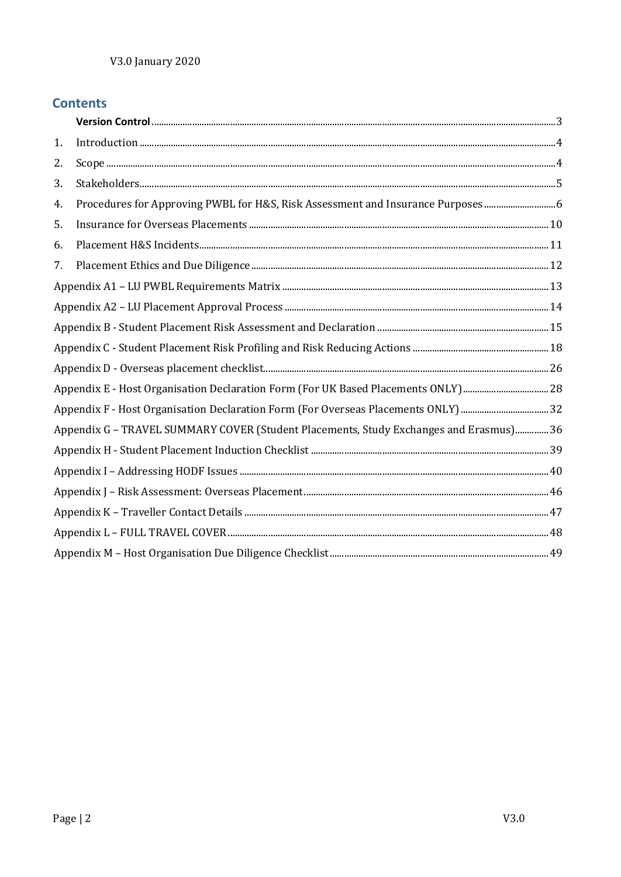V3.0 January 2020

## Contents

**Version Control** ... 3

1. Introduction ... 4
2. Scope ... 4
3. Stakeholders ... 5
4. Procedures for Approving PWBL for H&S, Risk Assessment and Insurance Purposes ... 6
5. Insurance for Overseas Placements ... 10
6. Placement H&S Incidents ... 11
7. Placement Ethics and Due Diligence ... 12

Appendix A1 – LU PWBL Requirements Matrix ... 13

Appendix A2 – LU Placement Approval Process ... 14

Appendix B - Student Placement Risk Assessment and Declaration ... 15

Appendix C - Student Placement Risk Profiling and Risk Reducing Actions ... 18

Appendix D - Overseas placement checklist ... 26

Appendix E - Host Organisation Declaration Form (For UK Based Placements ONLY) ... 28

Appendix F - Host Organisation Declaration Form (For Overseas Placements ONLY) ... 32

Appendix G – TRAVEL SUMMARY COVER (Student Placements, Study Exchanges and Erasmus) ... 36

Appendix H - Student Placement Induction Checklist ... 39

Appendix I – Addressing HODF Issues ... 40

Appendix J – Risk Assessment: Overseas Placement ... 46

Appendix K – Traveller Contact Details ... 47

Appendix L – FULL TRAVEL COVER ... 48

Appendix M – Host Organisation Due Diligence Checklist ... 49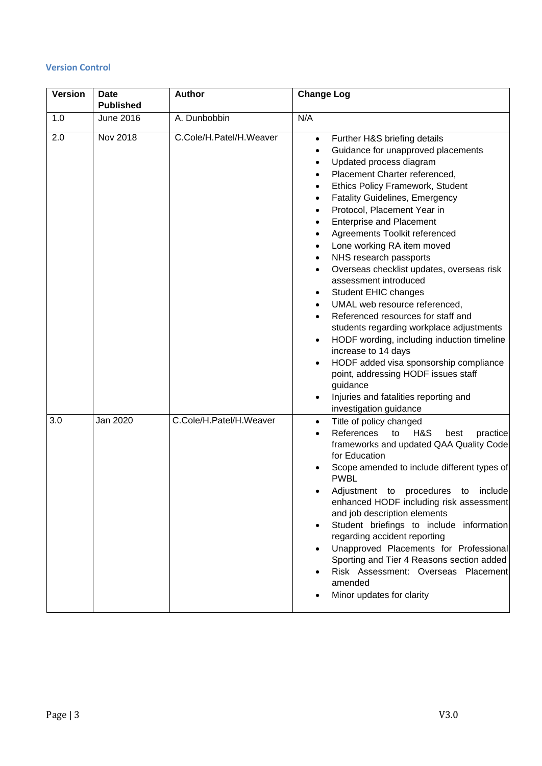## Version Control

| Version | Date Published | Author | Change Log |
|---|---|---|---|
| 1.0 | June 2016 | A. Dunbobbin | N/A |
| 2.0 | Nov 2018 | C.Cole/H.Patel/H.Weaver | • Further H&S briefing details<br>• Guidance for unapproved placements<br>• Updated process diagram<br>• Placement Charter referenced,<br>• Ethics Policy Framework, Student<br>• Fatality Guidelines, Emergency<br>• Protocol, Placement Year in<br>• Enterprise and Placement<br>• Agreements Toolkit referenced<br>• Lone working RA item moved<br>• NHS research passports<br>• Overseas checklist updates, overseas risk assessment introduced<br>• Student EHIC changes<br>• UMAL web resource referenced,<br>• Referenced resources for staff and students regarding workplace adjustments<br>• HODF wording, including induction timeline increase to 14 days<br>• HODF added visa sponsorship compliance point, addressing HODF issues staff guidance<br>• Injuries and fatalities reporting and investigation guidance |
| 3.0 | Jan 2020 | C.Cole/H.Patel/H.Weaver | • Title of policy changed<br>• References to H&S best practice frameworks and updated QAA Quality Code for Education<br>• Scope amended to include different types of PWBL<br>• Adjustment to procedures to include enhanced HODF including risk assessment and job description elements<br>• Student briefings to include information regarding accident reporting<br>• Unapproved Placements for Professional Sporting and Tier 4 Reasons section added<br>• Risk Assessment: Overseas Placement amended<br>• Minor updates for clarity |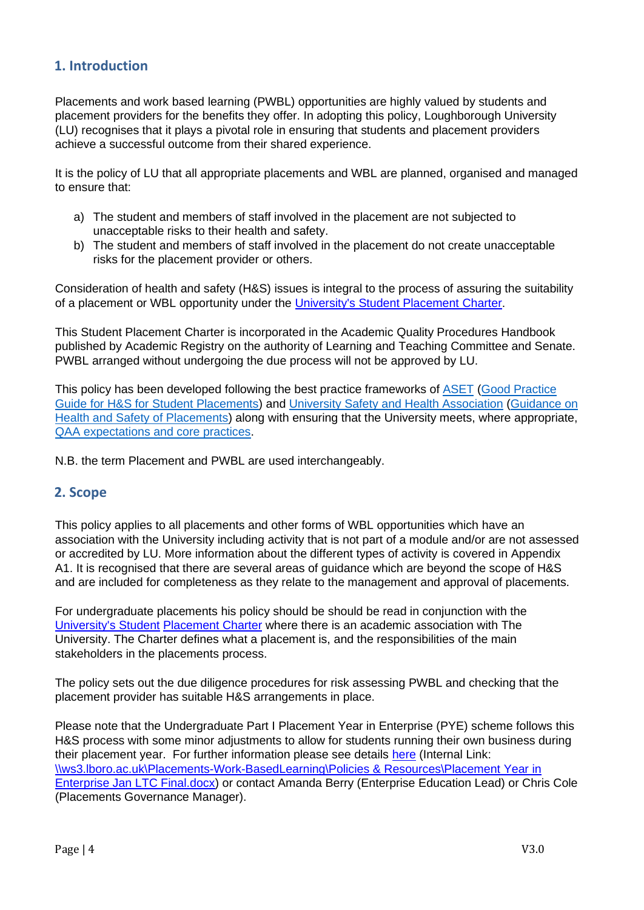## 1. Introduction

Placements and work based learning (PWBL) opportunities are highly valued by students and placement providers for the benefits they offer. In adopting this policy, Loughborough University (LU) recognises that it plays a pivotal role in ensuring that students and placement providers achieve a successful outcome from their shared experience.

It is the policy of LU that all appropriate placements and WBL are planned, organised and managed to ensure that:

a) The student and members of staff involved in the placement are not subjected to unacceptable risks to their health and safety.
b) The student and members of staff involved in the placement do not create unacceptable risks for the placement provider or others.

Consideration of health and safety (H&S) issues is integral to the process of assuring the suitability of a placement or WBL opportunity under the [University's Student Placement Charter](#).

This Student Placement Charter is incorporated in the Academic Quality Procedures Handbook published by Academic Registry on the authority of Learning and Teaching Committee and Senate. PWBL arranged without undergoing the due process will not be approved by LU.

This policy has been developed following the best practice frameworks of [ASET](#) ([Good Practice Guide for H&S for Student Placements](#)) and [University Safety and Health Association](#) ([Guidance on Health and Safety of Placements](#)) along with ensuring that the University meets, where appropriate, [QAA expectations and core practices](#).

N.B. the term Placement and PWBL are used interchangeably.

## 2. Scope

This policy applies to all placements and other forms of WBL opportunities which have an association with the University including activity that is not part of a module and/or are not assessed or accredited by LU. More information about the different types of activity is covered in Appendix A1. It is recognised that there are several areas of guidance which are beyond the scope of H&S and are included for completeness as they relate to the management and approval of placements.

For undergraduate placements his policy should be should be read in conjunction with the [University's Student Placement Charter](#) where there is an academic association with The University. The Charter defines what a placement is, and the responsibilities of the main stakeholders in the placements process.

The policy sets out the due diligence procedures for risk assessing PWBL and checking that the placement provider has suitable H&S arrangements in place.

Please note that the Undergraduate Part I Placement Year in Enterprise (PYE) scheme follows this H&S process with some minor adjustments to allow for students running their own business during their placement year. For further information please see details [here](#) (Internal Link: \\ws3.lboro.ac.uk\Placements-Work-BasedLearning\Policies & Resources\Placement Year in Enterprise Jan LTC Final.docx) or contact Amanda Berry (Enterprise Education Lead) or Chris Cole (Placements Governance Manager).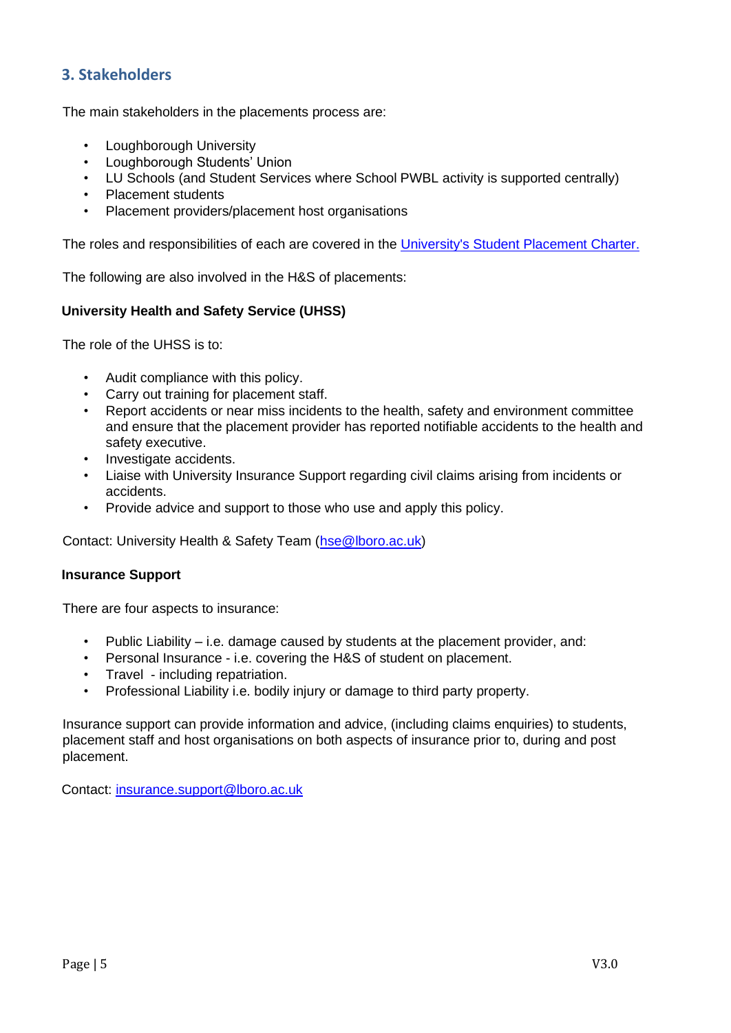## 3. Stakeholders

The main stakeholders in the placements process are:

- Loughborough University
- Loughborough Students' Union
- LU Schools (and Student Services where School PWBL activity is supported centrally)
- Placement students
- Placement providers/placement host organisations

The roles and responsibilities of each are covered in the University's Student Placement Charter.

The following are also involved in the H&S of placements:

**University Health and Safety Service (UHSS)**

The role of the UHSS is to:

- Audit compliance with this policy.
- Carry out training for placement staff.
- Report accidents or near miss incidents to the health, safety and environment committee and ensure that the placement provider has reported notifiable accidents to the health and safety executive.
- Investigate accidents.
- Liaise with University Insurance Support regarding civil claims arising from incidents or accidents.
- Provide advice and support to those who use and apply this policy.

Contact: University Health & Safety Team (hse@lboro.ac.uk)

**Insurance Support**

There are four aspects to insurance:

- Public Liability – i.e. damage caused by students at the placement provider, and:
- Personal Insurance - i.e. covering the H&S of student on placement.
- Travel - including repatriation.
- Professional Liability i.e. bodily injury or damage to third party property.

Insurance support can provide information and advice, (including claims enquiries) to students, placement staff and host organisations on both aspects of insurance prior to, during and post placement.

Contact: insurance.support@lboro.ac.uk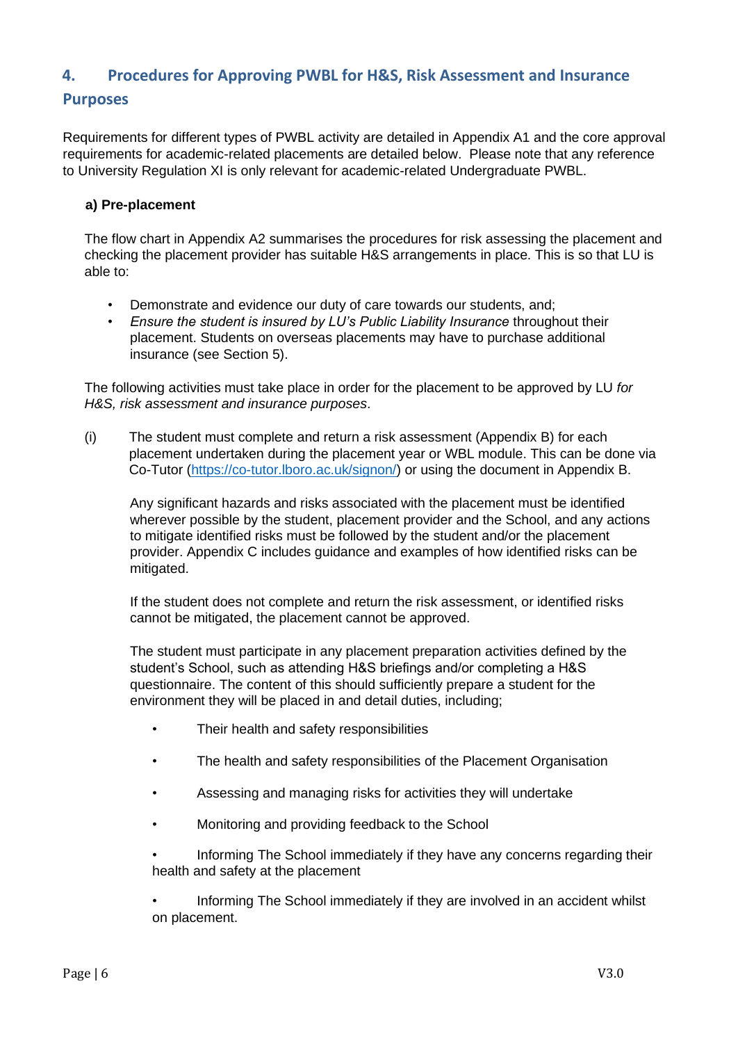## 4. Procedures for Approving PWBL for H&S, Risk Assessment and Insurance Purposes

Requirements for different types of PWBL activity are detailed in Appendix A1 and the core approval requirements for academic-related placements are detailed below. Please note that any reference to University Regulation XI is only relevant for academic-related Undergraduate PWBL.

**a) Pre-placement**

The flow chart in Appendix A2 summarises the procedures for risk assessing the placement and checking the placement provider has suitable H&S arrangements in place. This is so that LU is able to:

- Demonstrate and evidence our duty of care towards our students, and;
- *Ensure the student is insured by LU's Public Liability Insurance* throughout their placement. Students on overseas placements may have to purchase additional insurance (see Section 5).

The following activities must take place in order for the placement to be approved by LU *for H&S, risk assessment and insurance purposes*.

(i) The student must complete and return a risk assessment (Appendix B) for each placement undertaken during the placement year or WBL module. This can be done via Co-Tutor (https://co-tutor.lboro.ac.uk/signon/) or using the document in Appendix B.

Any significant hazards and risks associated with the placement must be identified wherever possible by the student, placement provider and the School, and any actions to mitigate identified risks must be followed by the student and/or the placement provider. Appendix C includes guidance and examples of how identified risks can be mitigated.

If the student does not complete and return the risk assessment, or identified risks cannot be mitigated, the placement cannot be approved.

The student must participate in any placement preparation activities defined by the student's School, such as attending H&S briefings and/or completing a H&S questionnaire. The content of this should sufficiently prepare a student for the environment they will be placed in and detail duties, including;

- Their health and safety responsibilities
- The health and safety responsibilities of the Placement Organisation
- Assessing and managing risks for activities they will undertake
- Monitoring and providing feedback to the School
- Informing The School immediately if they have any concerns regarding their health and safety at the placement
- Informing The School immediately if they are involved in an accident whilst on placement.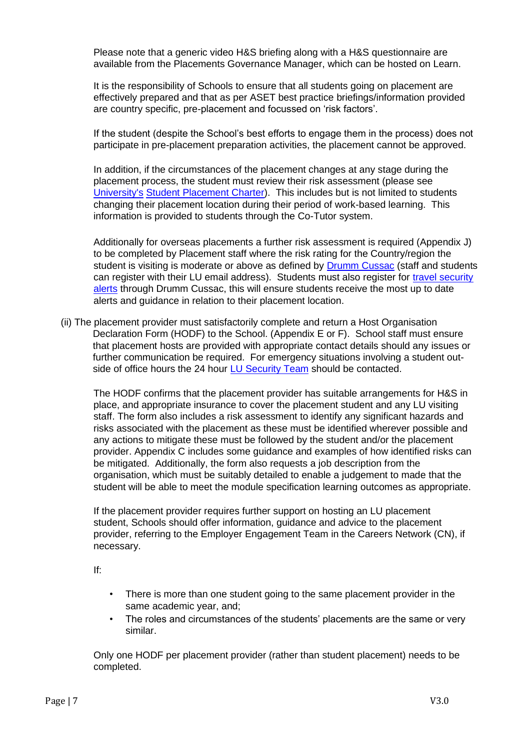Please note that a generic video H&S briefing along with a H&S questionnaire are available from the Placements Governance Manager, which can be hosted on Learn.

It is the responsibility of Schools to ensure that all students going on placement are effectively prepared and that as per ASET best practice briefings/information provided are country specific, pre-placement and focussed on 'risk factors'.

If the student (despite the School's best efforts to engage them in the process) does not participate in pre-placement preparation activities, the placement cannot be approved.

In addition, if the circumstances of the placement changes at any stage during the placement process, the student must review their risk assessment (please see University's Student Placement Charter). This includes but is not limited to students changing their placement location during their period of work-based learning. This information is provided to students through the Co-Tutor system.

Additionally for overseas placements a further risk assessment is required (Appendix J) to be completed by Placement staff where the risk rating for the Country/region the student is visiting is moderate or above as defined by Drumm Cussac (staff and students can register with their LU email address). Students must also register for travel security alerts through Drumm Cussac, this will ensure students receive the most up to date alerts and guidance in relation to their placement location.

(ii) The placement provider must satisfactorily complete and return a Host Organisation Declaration Form (HODF) to the School. (Appendix E or F). School staff must ensure that placement hosts are provided with appropriate contact details should any issues or further communication be required. For emergency situations involving a student outside of office hours the 24 hour LU Security Team should be contacted.

The HODF confirms that the placement provider has suitable arrangements for H&S in place, and appropriate insurance to cover the placement student and any LU visiting staff. The form also includes a risk assessment to identify any significant hazards and risks associated with the placement as these must be identified wherever possible and any actions to mitigate these must be followed by the student and/or the placement provider. Appendix C includes some guidance and examples of how identified risks can be mitigated. Additionally, the form also requests a job description from the organisation, which must be suitably detailed to enable a judgement to made that the student will be able to meet the module specification learning outcomes as appropriate.

If the placement provider requires further support on hosting an LU placement student, Schools should offer information, guidance and advice to the placement provider, referring to the Employer Engagement Team in the Careers Network (CN), if necessary.

If:

- There is more than one student going to the same placement provider in the same academic year, and;
- The roles and circumstances of the students' placements are the same or very similar.

Only one HODF per placement provider (rather than student placement) needs to be completed.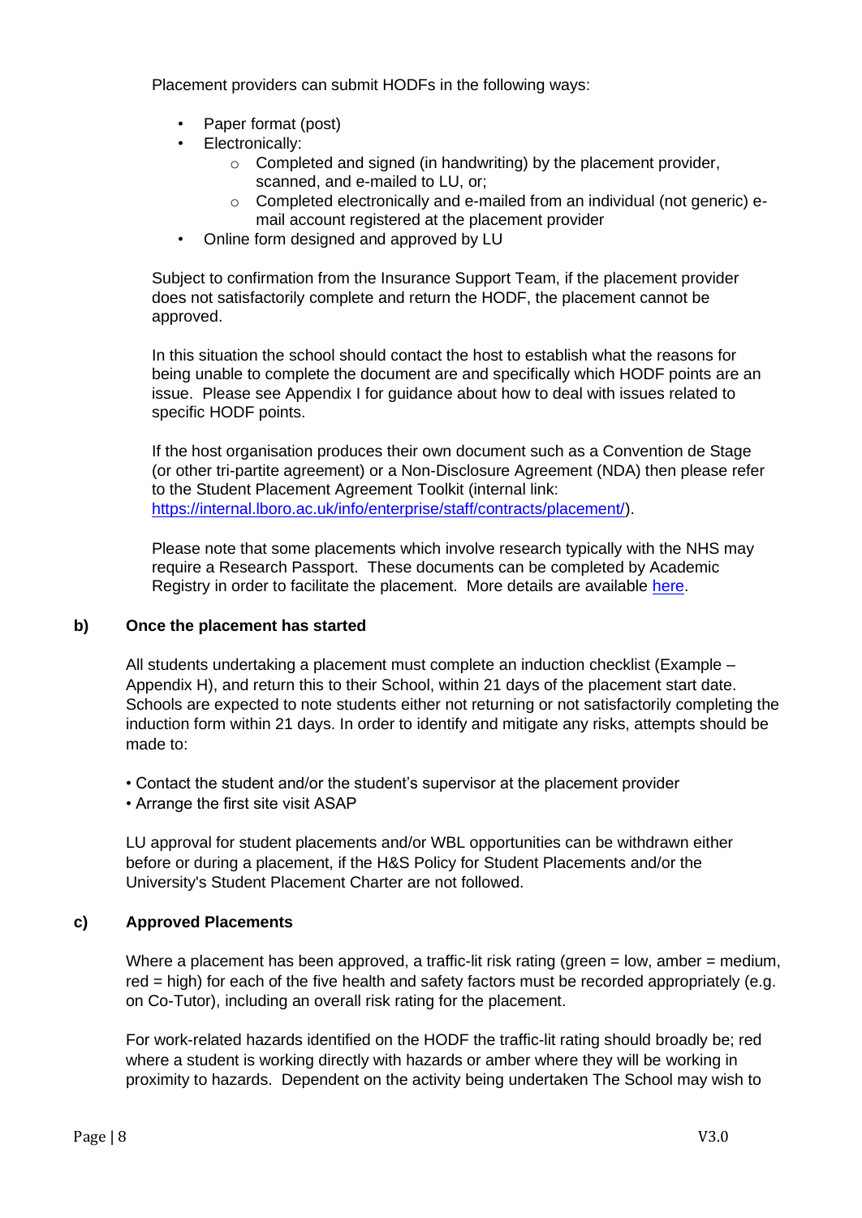Placement providers can submit HODFs in the following ways:

- Paper format (post)
- Electronically:
    - Completed and signed (in handwriting) by the placement provider, scanned, and e-mailed to LU, or;
    - Completed electronically and e-mailed from an individual (not generic) e-mail account registered at the placement provider
- Online form designed and approved by LU

Subject to confirmation from the Insurance Support Team, if the placement provider does not satisfactorily complete and return the HODF, the placement cannot be approved.

In this situation the school should contact the host to establish what the reasons for being unable to complete the document are and specifically which HODF points are an issue. Please see Appendix I for guidance about how to deal with issues related to specific HODF points.

If the host organisation produces their own document such as a Convention de Stage (or other tri-partite agreement) or a Non-Disclosure Agreement (NDA) then please refer to the Student Placement Agreement Toolkit (internal link: [https://internal.lboro.ac.uk/info/enterprise/staff/contracts/placement/](https://internal.lboro.ac.uk/info/enterprise/staff/contracts/placement/)).

Please note that some placements which involve research typically with the NHS may require a Research Passport. These documents can be completed by Academic Registry in order to facilitate the placement. More details are available here.

### b) Once the placement has started

All students undertaking a placement must complete an induction checklist (Example – Appendix H), and return this to their School, within 21 days of the placement start date. Schools are expected to note students either not returning or not satisfactorily completing the induction form within 21 days. In order to identify and mitigate any risks, attempts should be made to:

- Contact the student and/or the student's supervisor at the placement provider
- Arrange the first site visit ASAP

LU approval for student placements and/or WBL opportunities can be withdrawn either before or during a placement, if the H&S Policy for Student Placements and/or the University's Student Placement Charter are not followed.

### c) Approved Placements

Where a placement has been approved, a traffic-lit risk rating (green = low, amber = medium, red = high) for each of the five health and safety factors must be recorded appropriately (e.g. on Co-Tutor), including an overall risk rating for the placement.

For work-related hazards identified on the HODF the traffic-lit rating should broadly be; red where a student is working directly with hazards or amber where they will be working in proximity to hazards. Dependent on the activity being undertaken The School may wish to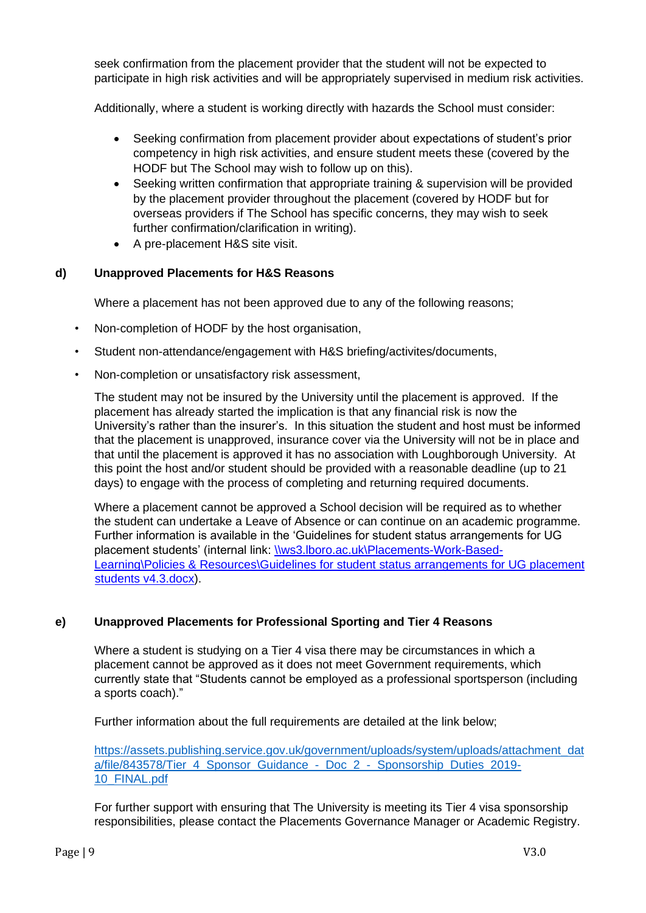seek confirmation from the placement provider that the student will not be expected to participate in high risk activities and will be appropriately supervised in medium risk activities.

Additionally, where a student is working directly with hazards the School must consider:

- Seeking confirmation from placement provider about expectations of student's prior competency in high risk activities, and ensure student meets these (covered by the HODF but The School may wish to follow up on this).
- Seeking written confirmation that appropriate training & supervision will be provided by the placement provider throughout the placement (covered by HODF but for overseas providers if The School has specific concerns, they may wish to seek further confirmation/clarification in writing).
- A pre-placement H&S site visit.

### d) Unapproved Placements for H&S Reasons

Where a placement has not been approved due to any of the following reasons;

- Non-completion of HODF by the host organisation,
- Student non-attendance/engagement with H&S briefing/activites/documents,
- Non-completion or unsatisfactory risk assessment,

The student may not be insured by the University until the placement is approved. If the placement has already started the implication is that any financial risk is now the University's rather than the insurer's. In this situation the student and host must be informed that the placement is unapproved, insurance cover via the University will not be in place and that until the placement is approved it has no association with Loughborough University. At this point the host and/or student should be provided with a reasonable deadline (up to 21 days) to engage with the process of completing and returning required documents.

Where a placement cannot be approved a School decision will be required as to whether the student can undertake a Leave of Absence or can continue on an academic programme. Further information is available in the 'Guidelines for student status arrangements for UG placement students' (internal link: \\ws3.lboro.ac.uk\Placements-Work-Based-Learning\Policies & Resources\Guidelines for student status arrangements for UG placement students v4.3.docx).

### e) Unapproved Placements for Professional Sporting and Tier 4 Reasons

Where a student is studying on a Tier 4 visa there may be circumstances in which a placement cannot be approved as it does not meet Government requirements, which currently state that "Students cannot be employed as a professional sportsperson (including a sports coach)."

Further information about the full requirements are detailed at the link below;

https://assets.publishing.service.gov.uk/government/uploads/system/uploads/attachment_data/file/843578/Tier_4_Sponsor_Guidance_-_Doc_2_-_Sponsorship_Duties_2019-10_FINAL.pdf

For further support with ensuring that The University is meeting its Tier 4 visa sponsorship responsibilities, please contact the Placements Governance Manager or Academic Registry.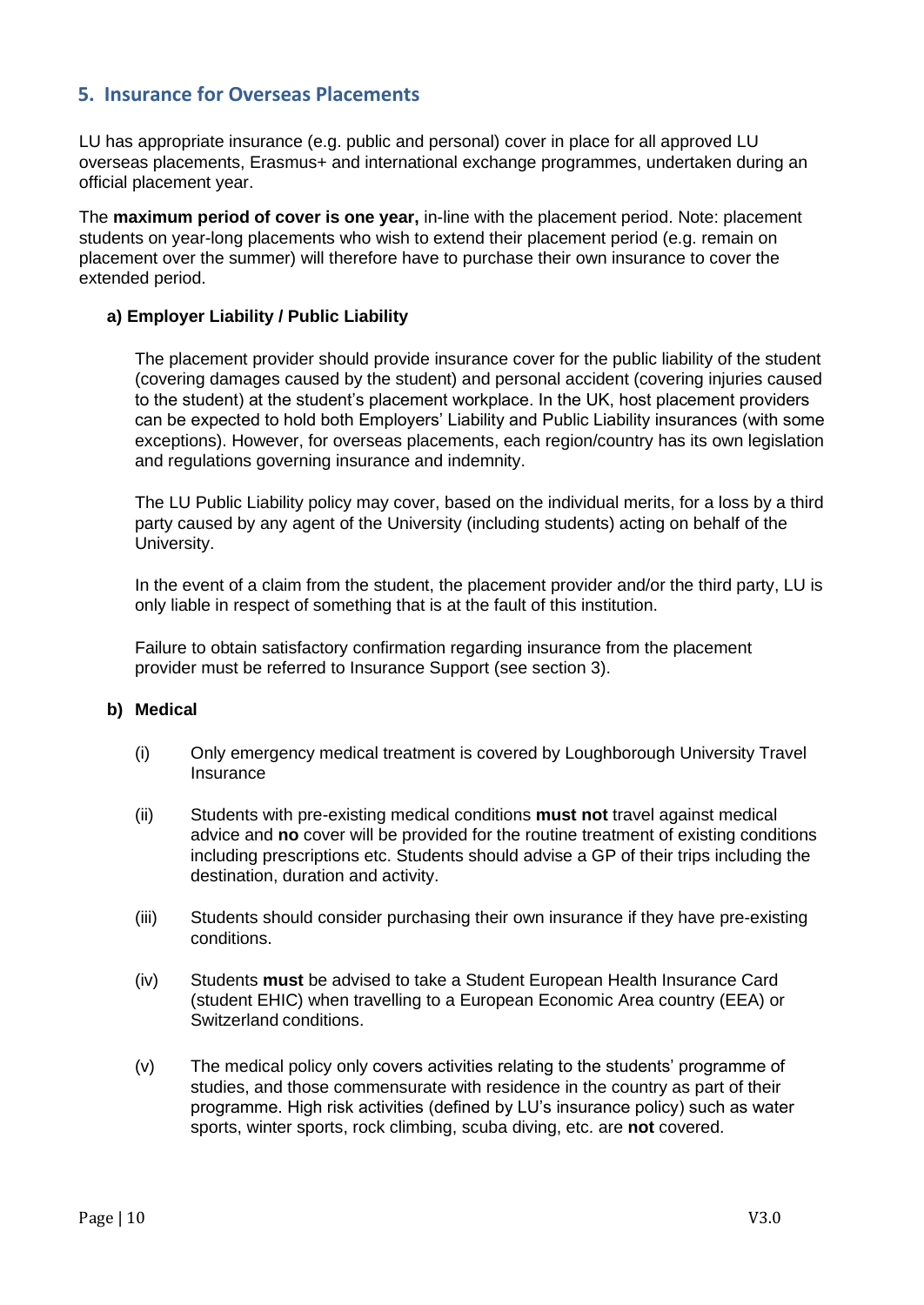## 5. Insurance for Overseas Placements

LU has appropriate insurance (e.g. public and personal) cover in place for all approved LU overseas placements, Erasmus+ and international exchange programmes, undertaken during an official placement year.

The **maximum period of cover is one year,** in-line with the placement period. Note: placement students on year-long placements who wish to extend their placement period (e.g. remain on placement over the summer) will therefore have to purchase their own insurance to cover the extended period.

### a) Employer Liability / Public Liability

The placement provider should provide insurance cover for the public liability of the student (covering damages caused by the student) and personal accident (covering injuries caused to the student) at the student's placement workplace. In the UK, host placement providers can be expected to hold both Employers' Liability and Public Liability insurances (with some exceptions). However, for overseas placements, each region/country has its own legislation and regulations governing insurance and indemnity.

The LU Public Liability policy may cover, based on the individual merits, for a loss by a third party caused by any agent of the University (including students) acting on behalf of the University.

In the event of a claim from the student, the placement provider and/or the third party, LU is only liable in respect of something that is at the fault of this institution.

Failure to obtain satisfactory confirmation regarding insurance from the placement provider must be referred to Insurance Support (see section 3).

### b) Medical

(i) Only emergency medical treatment is covered by Loughborough University Travel Insurance

(ii) Students with pre-existing medical conditions **must not** travel against medical advice and **no** cover will be provided for the routine treatment of existing conditions including prescriptions etc. Students should advise a GP of their trips including the destination, duration and activity.

(iii) Students should consider purchasing their own insurance if they have pre-existing conditions.

(iv) Students **must** be advised to take a Student European Health Insurance Card (student EHIC) when travelling to a European Economic Area country (EEA) or Switzerland conditions.

(v) The medical policy only covers activities relating to the students' programme of studies, and those commensurate with residence in the country as part of their programme. High risk activities (defined by LU's insurance policy) such as water sports, winter sports, rock climbing, scuba diving, etc. are **not** covered.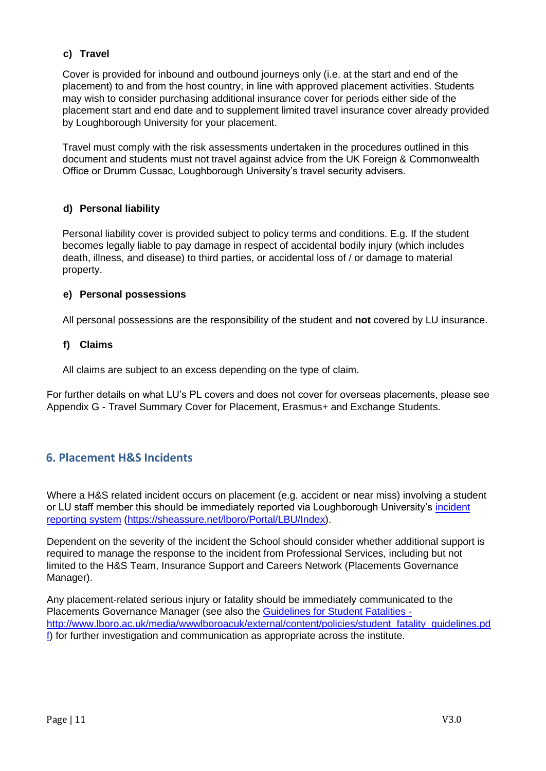#### c) Travel

Cover is provided for inbound and outbound journeys only (i.e. at the start and end of the placement) to and from the host country, in line with approved placement activities. Students may wish to consider purchasing additional insurance cover for periods either side of the placement start and end date and to supplement limited travel insurance cover already provided by Loughborough University for your placement.

Travel must comply with the risk assessments undertaken in the procedures outlined in this document and students must not travel against advice from the UK Foreign & Commonwealth Office or Drumm Cussac, Loughborough University's travel security advisers.

#### d) Personal liability

Personal liability cover is provided subject to policy terms and conditions. E.g. If the student becomes legally liable to pay damage in respect of accidental bodily injury (which includes death, illness, and disease) to third parties, or accidental loss of / or damage to material property.

#### e) Personal possessions

All personal possessions are the responsibility of the student and **not** covered by LU insurance.

#### f) Claims

All claims are subject to an excess depending on the type of claim.

For further details on what LU's PL covers and does not cover for overseas placements, please see Appendix G - Travel Summary Cover for Placement, Erasmus+ and Exchange Students.

## 6. Placement H&S Incidents

Where a H&S related incident occurs on placement (e.g. accident or near miss) involving a student or LU staff member this should be immediately reported via Loughborough University's [incident reporting system](https://sheassure.net/lboro/Portal/LBU/Index) (https://sheassure.net/lboro/Portal/LBU/Index).

Dependent on the severity of the incident the School should consider whether additional support is required to manage the response to the incident from Professional Services, including but not limited to the H&S Team, Insurance Support and Careers Network (Placements Governance Manager).

Any placement-related serious injury or fatality should be immediately communicated to the Placements Governance Manager (see also the [Guidelines for Student Fatalities - http://www.lboro.ac.uk/media/wwwlboroacuk/external/content/policies/student_fatality_guidelines.pdf](http://www.lboro.ac.uk/media/wwwlboroacuk/external/content/policies/student_fatality_guidelines.pdf)) for further investigation and communication as appropriate across the institute.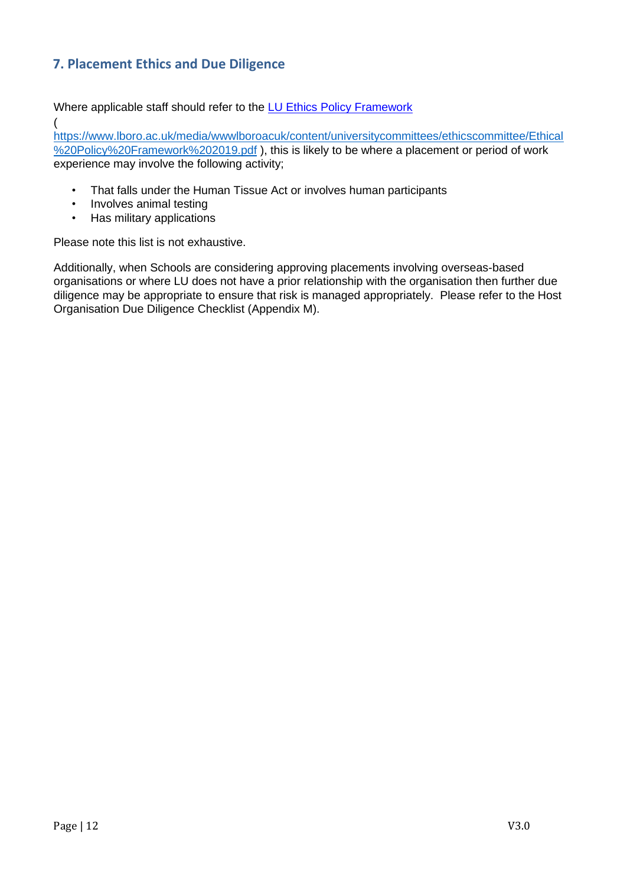## 7. Placement Ethics and Due Diligence

Where applicable staff should refer to the [LU Ethics Policy Framework](https://www.lboro.ac.uk/media/wwwlboroacuk/content/universitycommittees/ethicscommittee/Ethical%20Policy%20Framework%202019.pdf) ( [https://www.lboro.ac.uk/media/wwwlboroacuk/content/universitycommittees/ethicscommittee/Ethical%20Policy%20Framework%202019.pdf](https://www.lboro.ac.uk/media/wwwlboroacuk/content/universitycommittees/ethicscommittee/Ethical%20Policy%20Framework%202019.pdf) ), this is likely to be where a placement or period of work experience may involve the following activity;

- That falls under the Human Tissue Act or involves human participants
- Involves animal testing
- Has military applications

Please note this list is not exhaustive.

Additionally, when Schools are considering approving placements involving overseas-based organisations or where LU does not have a prior relationship with the organisation then further due diligence may be appropriate to ensure that risk is managed appropriately. Please refer to the Host Organisation Due Diligence Checklist (Appendix M).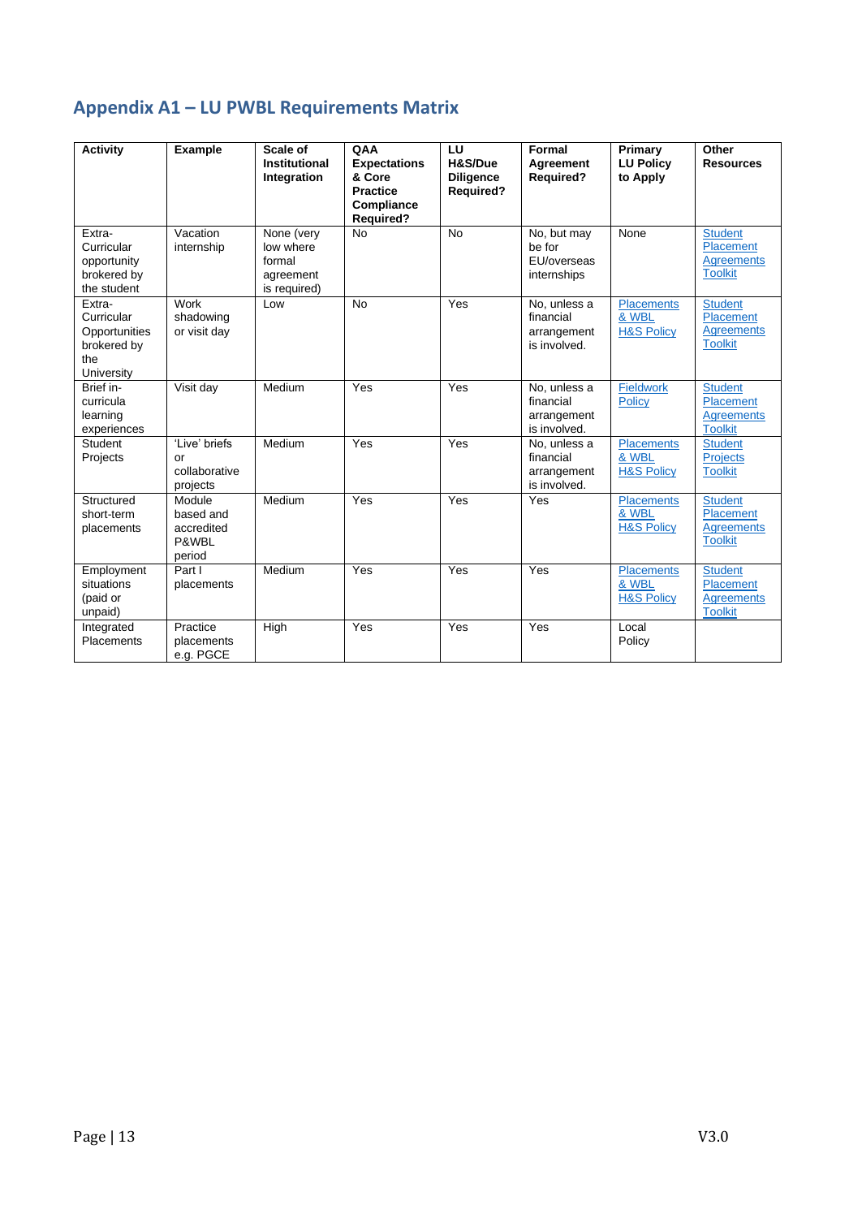## Appendix A1 – LU PWBL Requirements Matrix

| Activity | Example | Scale of Institutional Integration | QAA Expectations & Core Practice Compliance Required? | LU H&S/Due Diligence Required? | Formal Agreement Required? | Primary LU Policy to Apply | Other Resources |
|---|---|---|---|---|---|---|---|
| Extra-Curricular opportunity brokered by the student | Vacation internship | None (very low where formal agreement is required) | No | No | No, but may be for EU/overseas internships | None | Student Placement Agreements Toolkit |
| Extra-Curricular Opportunities brokered by the University | Work shadowing or visit day | Low | No | Yes | No, unless a financial arrangement is involved. | Placements & WBL H&S Policy | Student Placement Agreements Toolkit |
| Brief in-curricula learning experiences | Visit day | Medium | Yes | Yes | No, unless a financial arrangement is involved. | Fieldwork Policy | Student Placement Agreements Toolkit |
| Student Projects | 'Live' briefs or collaborative projects | Medium | Yes | Yes | No, unless a financial arrangement is involved. | Placements & WBL H&S Policy | Student Projects Toolkit |
| Structured short-term placements | Module based and accredited P&WBL period | Medium | Yes | Yes | Yes | Placements & WBL H&S Policy | Student Placement Agreements Toolkit |
| Employment situations (paid or unpaid) | Part I placements | Medium | Yes | Yes | Yes | Placements & WBL H&S Policy | Student Placement Agreements Toolkit |
| Integrated Placements | Practice placements e.g. PGCE | High | Yes | Yes | Yes | Local Policy | |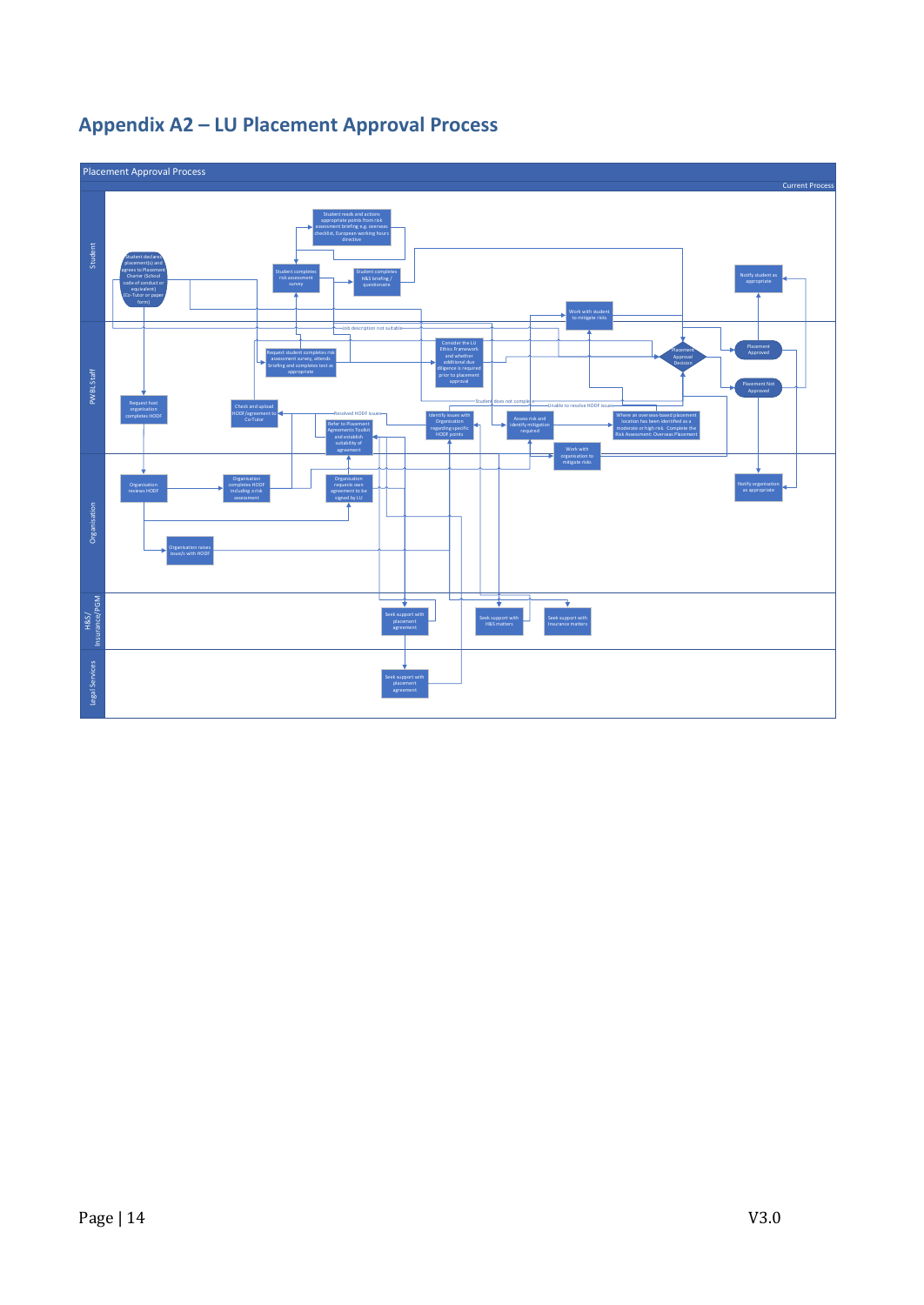# Appendix A2 – LU Placement Approval Process

Placement Approval Process

Current Process

**Student**

- Student declares placement(s) and agrees to Placement Charter (School code of conduct or equivalent) (Co-Tutor or paper form)
- Student completes risk assessment survey
- Student reads and actions appropriate points from risk assessment briefing e.g. overseas checklist, European working hours directive
- Student completes H&S briefing / questionnaire
- Work with student to mitigate risks
- Notify student as appropriate

**PWBL Staff**

- Request host organisation completes HODF
- Check and upload HODF/Agreement to Co-Tutor
- Request student completes risk assessment survey, attends briefing and completes test as appropriate
- Refer to Placement Agreements Toolkit and establish suitability of agreement
- Consider the LU Ethics Framework and whether additional due diligence is required prior to placement approval
- Identify issues with Organisation regarding specific HODF points
- Assess risk and identify mitigation required
- Where an overseas-based placement location has been identified as a moderate or high risk. Complete the Risk Assessment: Overseas Placement
- Placement Approval Decision
- Placement Approved
- Placement Not Approved

Job description not suitable

Resolved HODF issues

Student does not comply

Unable to resolve HODF issues

**Organisation**

- Organisation reviews HODF
- Organisation completes HODF including a risk assessment
- Organisation requests own agreement to be signed by LU
- Organisation raises issue/s with HODF
- Work with organisation to mitigate risks
- Notify organisation as appropriate

**H&S/ Insurance/PGM**

- Seek support with placement agreement
- Seek support with H&S matters
- Seek support with Insurance matters

**Legal Services**

- Seek support with placement agreement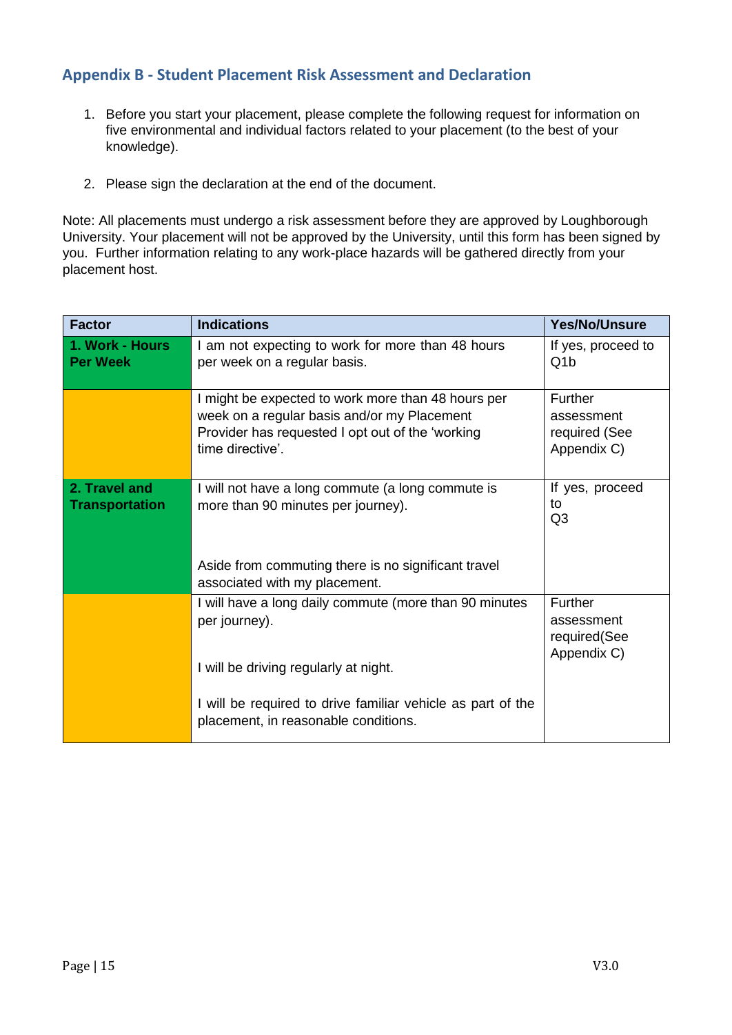## Appendix B - Student Placement Risk Assessment and Declaration

1. Before you start your placement, please complete the following request for information on five environmental and individual factors related to your placement (to the best of your knowledge).

2. Please sign the declaration at the end of the document.

Note: All placements must undergo a risk assessment before they are approved by Loughborough University. Your placement will not be approved by the University, until this form has been signed by you. Further information relating to any work-place hazards will be gathered directly from your placement host.

| Factor | Indications | Yes/No/Unsure |
|---|---|---|
| **1. Work - Hours Per Week** | I am not expecting to work for more than 48 hours per week on a regular basis. | If yes, proceed to Q1b |
| | I might be expected to work more than 48 hours per week on a regular basis and/or my Placement Provider has requested I opt out of the 'working time directive'. | Further assessment required (See Appendix C) |
| **2. Travel and Transportation** | I will not have a long commute (a long commute is more than 90 minutes per journey).<br><br>Aside from commuting there is no significant travel associated with my placement. | If yes, proceed to Q3 |
| | I will have a long daily commute (more than 90 minutes per journey).<br><br>I will be driving regularly at night.<br><br>I will be required to drive familiar vehicle as part of the placement, in reasonable conditions. | Further assessment required(See Appendix C) |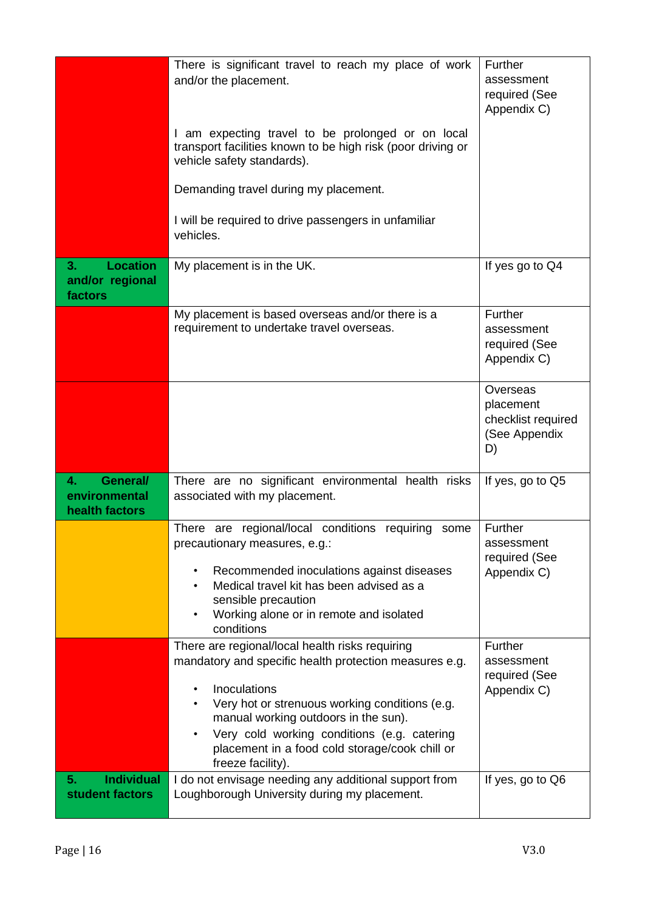| | | |
|---|---|---|
| | There is significant travel to reach my place of work and/or the placement.<br><br>I am expecting travel to be prolonged or on local transport facilities known to be high risk (poor driving or vehicle safety standards).<br><br>Demanding travel during my placement.<br><br>I will be required to drive passengers in unfamiliar vehicles. | Further assessment required (See Appendix C) |
| **3. Location and/or regional factors** | My placement is in the UK. | If yes go to Q4 |
| | My placement is based overseas and/or there is a requirement to undertake travel overseas. | Further assessment required (See Appendix C) |
| | | Overseas placement checklist required (See Appendix D) |
| **4. General/ environmental health factors** | There are no significant environmental health risks associated with my placement. | If yes, go to Q5 |
| | There are regional/local conditions requiring some precautionary measures, e.g.:<br>• Recommended inoculations against diseases<br>• Medical travel kit has been advised as a sensible precaution<br>• Working alone or in remote and isolated conditions | Further assessment required (See Appendix C) |
| | There are regional/local health risks requiring mandatory and specific health protection measures e.g.<br>• Inoculations<br>• Very hot or strenuous working conditions (e.g. manual working outdoors in the sun).<br>• Very cold working conditions (e.g. catering placement in a food cold storage/cook chill or freeze facility). | Further assessment required (See Appendix C) |
| **5. Individual student factors** | I do not envisage needing any additional support from Loughborough University during my placement. | If yes, go to Q6 |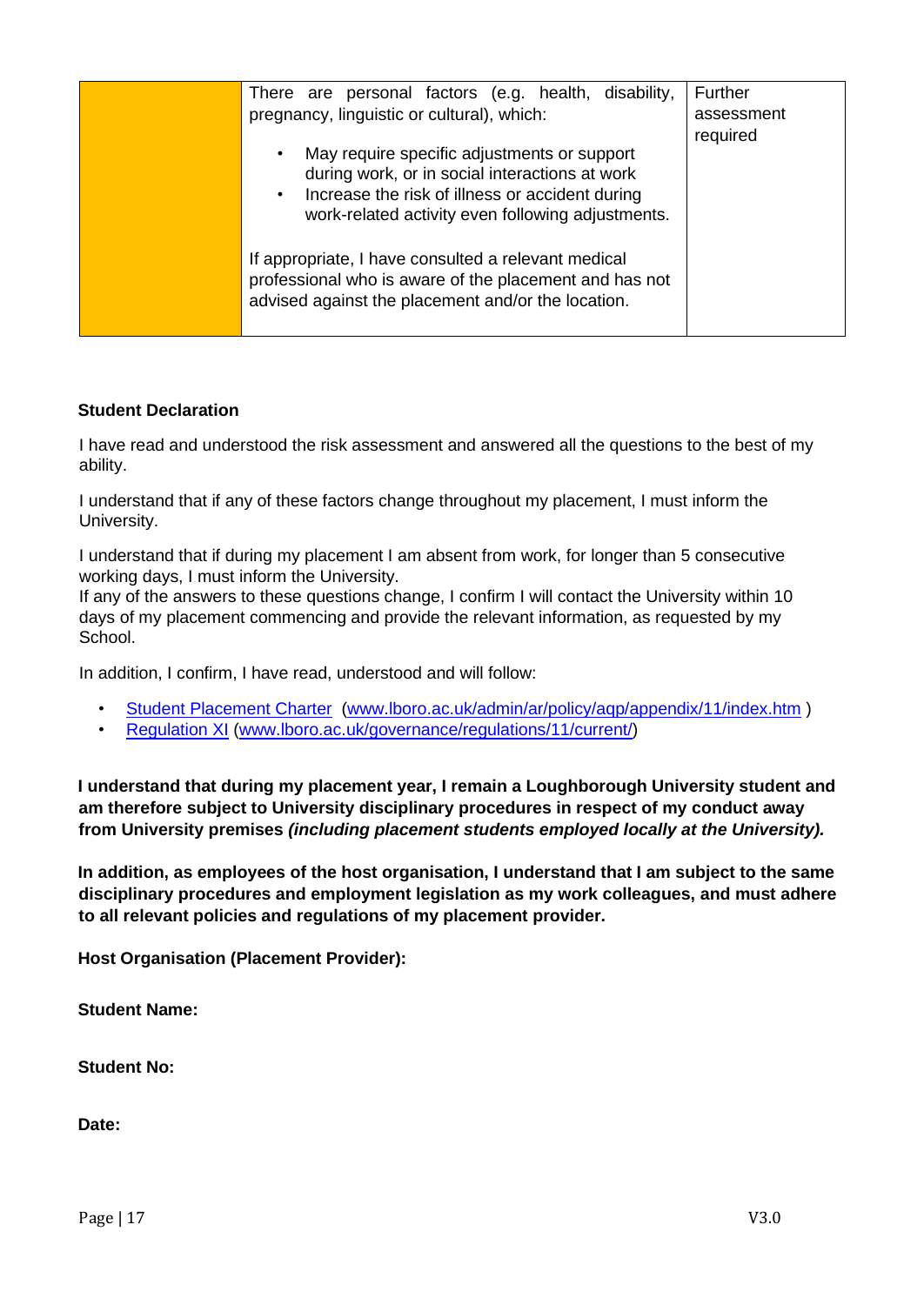| | | |
|---|---|---|
| | There are personal factors (e.g. health, disability, pregnancy, linguistic or cultural), which:<br><br>• May require specific adjustments or support during work, or in social interactions at work<br>• Increase the risk of illness or accident during work-related activity even following adjustments.<br><br>If appropriate, I have consulted a relevant medical professional who is aware of the placement and has not advised against the placement and/or the location. | Further assessment required |

**Student Declaration**

I have read and understood the risk assessment and answered all the questions to the best of my ability.

I understand that if any of these factors change throughout my placement, I must inform the University.

I understand that if during my placement I am absent from work, for longer than 5 consecutive working days, I must inform the University.
If any of the answers to these questions change, I confirm I will contact the University within 10 days of my placement commencing and provide the relevant information, as requested by my School.

In addition, I confirm, I have read, understood and will follow:

- Student Placement Charter (www.lboro.ac.uk/admin/ar/policy/aqp/appendix/11/index.htm )
- Regulation XI (www.lboro.ac.uk/governance/regulations/11/current/)

**I understand that during my placement year, I remain a Loughborough University student and am therefore subject to University disciplinary procedures in respect of my conduct away from University premises *(including placement students employed locally at the University).***

**In addition, as employees of the host organisation, I understand that I am subject to the same disciplinary procedures and employment legislation as my work colleagues, and must adhere to all relevant policies and regulations of my placement provider.**

**Host Organisation (Placement Provider):**

**Student Name:**

**Student No:**

**Date:**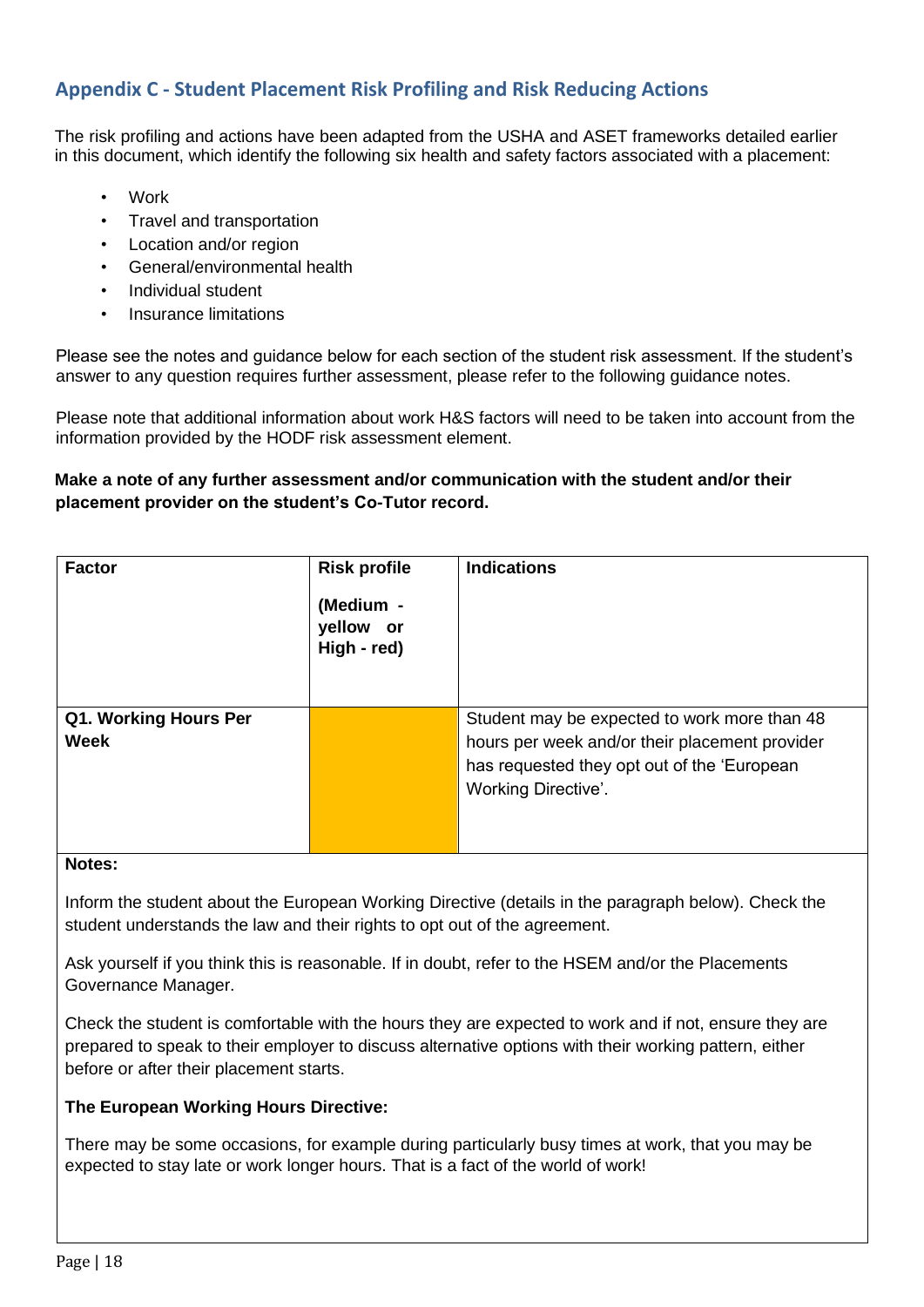## Appendix C - Student Placement Risk Profiling and Risk Reducing Actions

The risk profiling and actions have been adapted from the USHA and ASET frameworks detailed earlier in this document, which identify the following six health and safety factors associated with a placement:

- Work
- Travel and transportation
- Location and/or region
- General/environmental health
- Individual student
- Insurance limitations

Please see the notes and guidance below for each section of the student risk assessment. If the student's answer to any question requires further assessment, please refer to the following guidance notes.

Please note that additional information about work H&S factors will need to be taken into account from the information provided by the HODF risk assessment element.

**Make a note of any further assessment and/or communication with the student and/or their placement provider on the student's Co-Tutor record.**

| **Factor** | **Risk profile (Medium - yellow or High - red)** | **Indications** |
|---|---|---|
| **Q1. Working Hours Per Week** | (yellow) | Student may be expected to work more than 48 hours per week and/or their placement provider has requested they opt out of the 'European Working Directive'. |

**Notes:**

Inform the student about the European Working Directive (details in the paragraph below). Check the student understands the law and their rights to opt out of the agreement.

Ask yourself if you think this is reasonable. If in doubt, refer to the HSEM and/or the Placements Governance Manager.

Check the student is comfortable with the hours they are expected to work and if not, ensure they are prepared to speak to their employer to discuss alternative options with their working pattern, either before or after their placement starts.

**The European Working Hours Directive:**

There may be some occasions, for example during particularly busy times at work, that you may be expected to stay late or work longer hours. That is a fact of the world of work!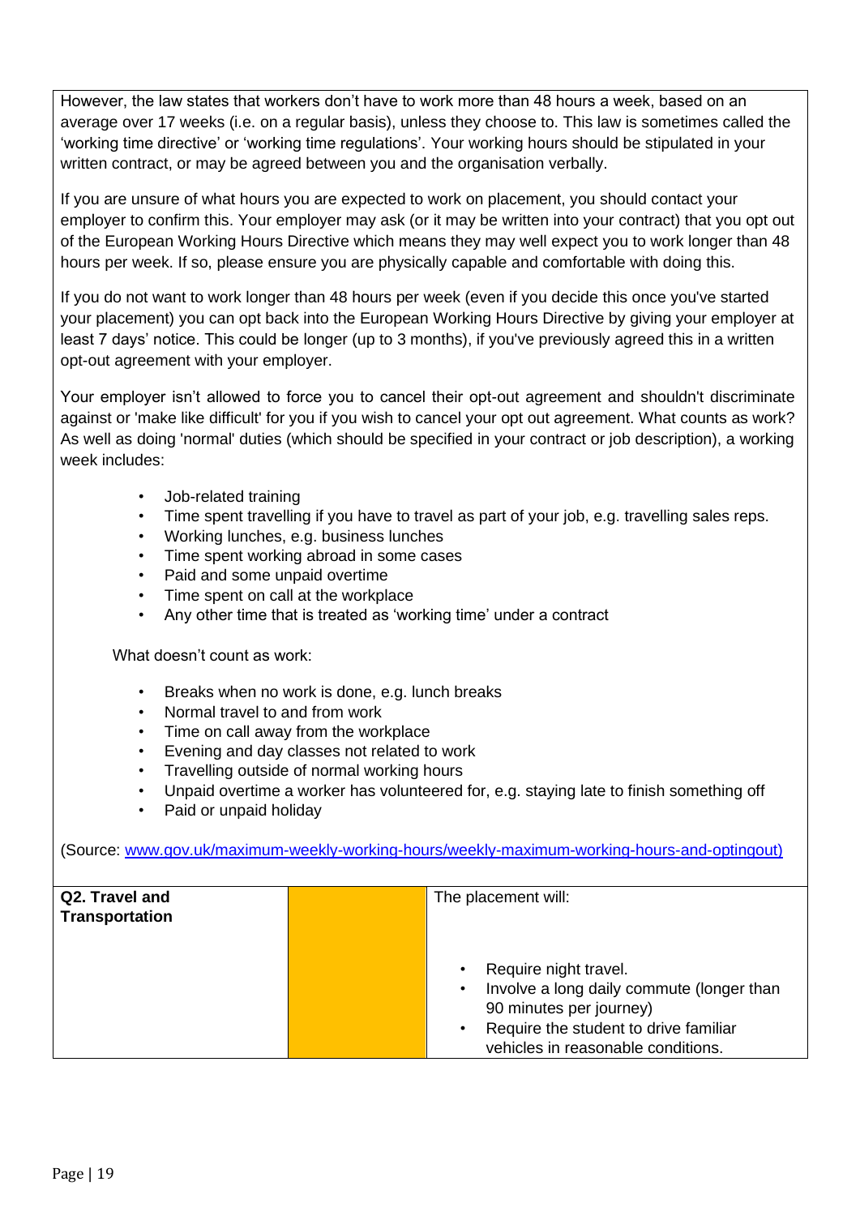However, the law states that workers don't have to work more than 48 hours a week, based on an average over 17 weeks (i.e. on a regular basis), unless they choose to. This law is sometimes called the 'working time directive' or 'working time regulations'. Your working hours should be stipulated in your written contract, or may be agreed between you and the organisation verbally.

If you are unsure of what hours you are expected to work on placement, you should contact your employer to confirm this. Your employer may ask (or it may be written into your contract) that you opt out of the European Working Hours Directive which means they may well expect you to work longer than 48 hours per week. If so, please ensure you are physically capable and comfortable with doing this.

If you do not want to work longer than 48 hours per week (even if you decide this once you've started your placement) you can opt back into the European Working Hours Directive by giving your employer at least 7 days' notice. This could be longer (up to 3 months), if you've previously agreed this in a written opt-out agreement with your employer.

Your employer isn't allowed to force you to cancel their opt-out agreement and shouldn't discriminate against or 'make like difficult' for you if you wish to cancel your opt out agreement. What counts as work? As well as doing 'normal' duties (which should be specified in your contract or job description), a working week includes:

- Job-related training
- Time spent travelling if you have to travel as part of your job, e.g. travelling sales reps.
- Working lunches, e.g. business lunches
- Time spent working abroad in some cases
- Paid and some unpaid overtime
- Time spent on call at the workplace
- Any other time that is treated as 'working time' under a contract

What doesn't count as work:

- Breaks when no work is done, e.g. lunch breaks
- Normal travel to and from work
- Time on call away from the workplace
- Evening and day classes not related to work
- Travelling outside of normal working hours
- Unpaid overtime a worker has volunteered for, e.g. staying late to finish something off
- Paid or unpaid holiday

(Source: [www.gov.uk/maximum-weekly-working-hours/weekly-maximum-working-hours-and-optingout)](www.gov.uk/maximum-weekly-working-hours/weekly-maximum-working-hours-and-optingout))

| **Q2. Travel and Transportation** | | The placement will:<br><br>• Require night travel.<br>• Involve a long daily commute (longer than 90 minutes per journey)<br>• Require the student to drive familiar vehicles in reasonable conditions. |
|---|---|---|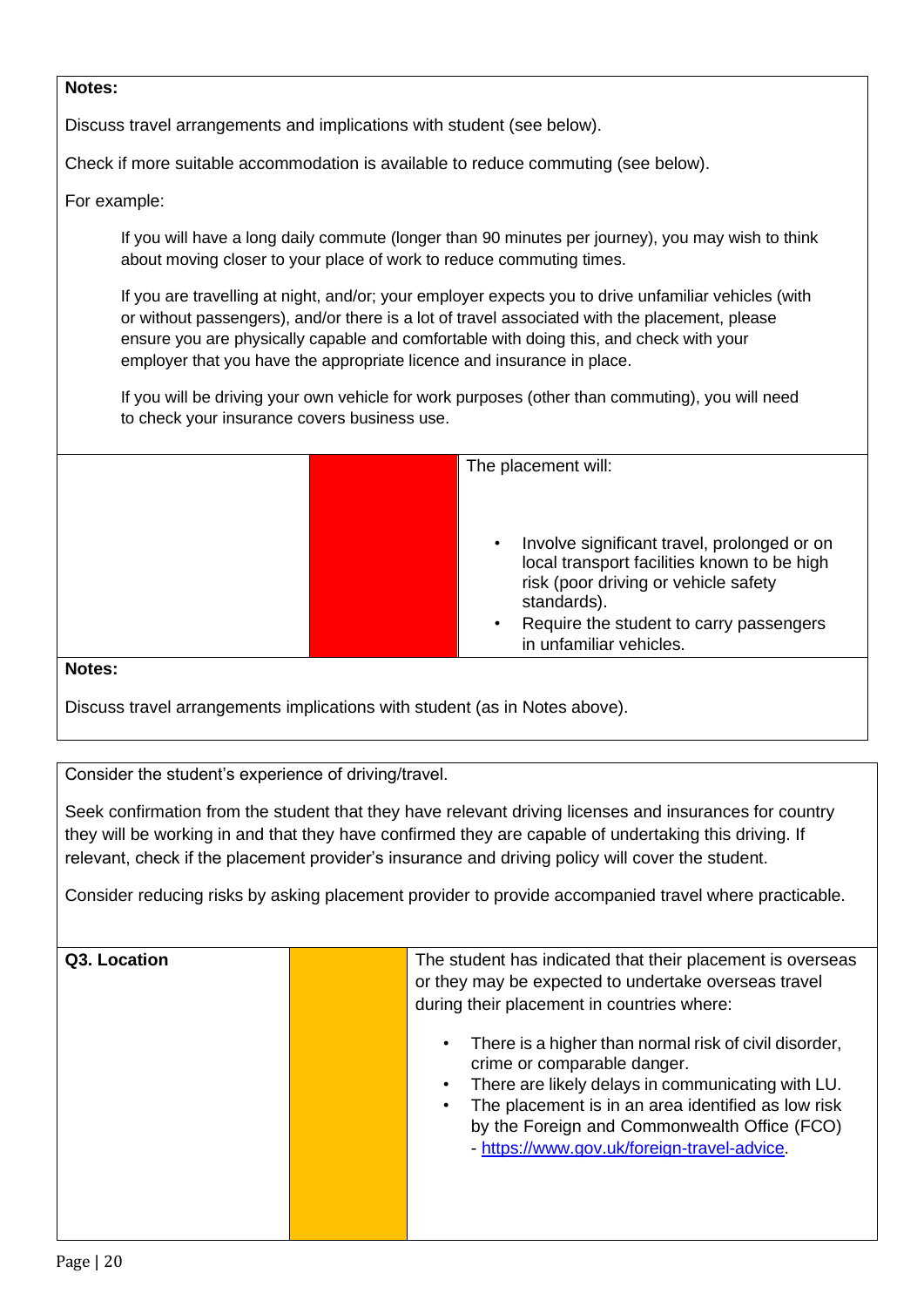**Notes:**

Discuss travel arrangements and implications with student (see below).

Check if more suitable accommodation is available to reduce commuting (see below).

For example:

> If you will have a long daily commute (longer than 90 minutes per journey), you may wish to think about moving closer to your place of work to reduce commuting times.
>
> If you are travelling at night, and/or; your employer expects you to drive unfamiliar vehicles (with or without passengers), and/or there is a lot of travel associated with the placement, please ensure you are physically capable and comfortable with doing this, and check with your employer that you have the appropriate licence and insurance in place.
>
> If you will be driving your own vehicle for work purposes (other than commuting), you will need to check your insurance covers business use.

| | | |
|---|---|---|
| | (Red) | The placement will:<br><br>• Involve significant travel, prolonged or on local transport facilities known to be high risk (poor driving or vehicle safety standards).<br>• Require the student to carry passengers in unfamiliar vehicles. |

**Notes:**

Discuss travel arrangements implications with student (as in Notes above).

Consider the student's experience of driving/travel.

Seek confirmation from the student that they have relevant driving licenses and insurances for country they will be working in and that they have confirmed they are capable of undertaking this driving. If relevant, check if the placement provider's insurance and driving policy will cover the student.

Consider reducing risks by asking placement provider to provide accompanied travel where practicable.

| | | |
|---|---|---|
| **Q3. Location** | (Amber) | The student has indicated that their placement is overseas or they may be expected to undertake overseas travel during their placement in countries where:<br><br>• There is a higher than normal risk of civil disorder, crime or comparable danger.<br>• There are likely delays in communicating with LU.<br>• The placement is in an area identified as low risk by the Foreign and Commonwealth Office (FCO) - https://www.gov.uk/foreign-travel-advice. |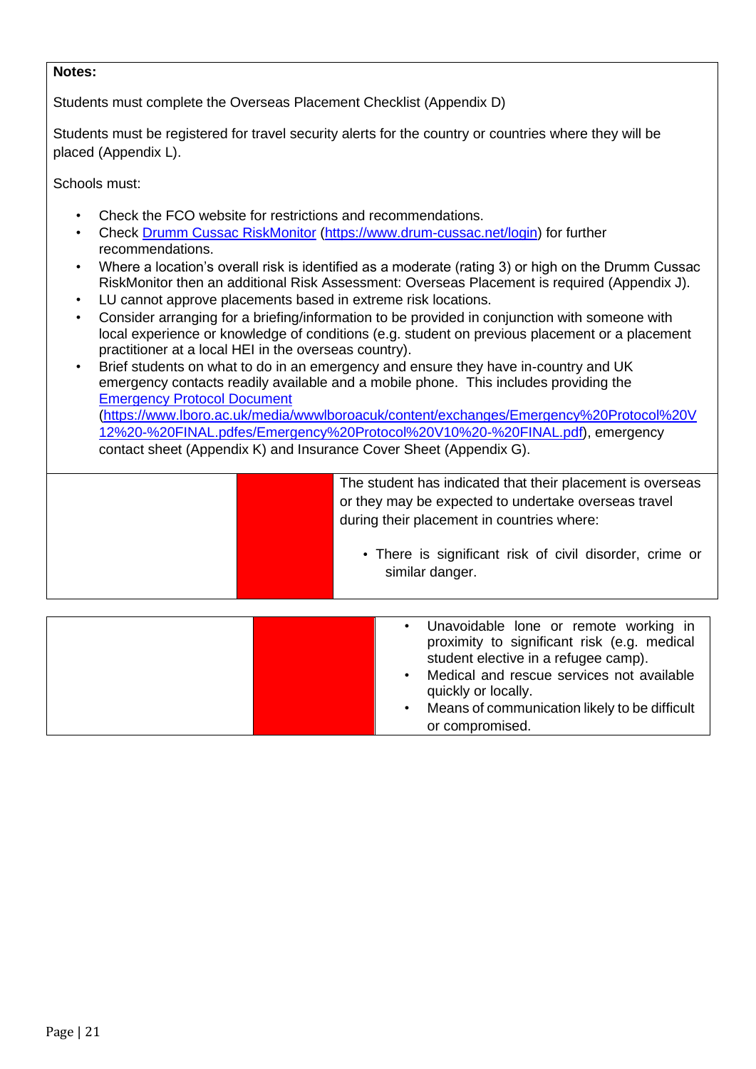**Notes:**

Students must complete the Overseas Placement Checklist (Appendix D)

Students must be registered for travel security alerts for the country or countries where they will be placed (Appendix L).

Schools must:

- Check the FCO website for restrictions and recommendations.
- Check [Drumm Cussac RiskMonitor](https://www.drum-cussac.net/login) (https://www.drum-cussac.net/login) for further recommendations.
- Where a location's overall risk is identified as a moderate (rating 3) or high on the Drumm Cussac RiskMonitor then an additional Risk Assessment: Overseas Placement is required (Appendix J).
- LU cannot approve placements based in extreme risk locations.
- Consider arranging for a briefing/information to be provided in conjunction with someone with local experience or knowledge of conditions (e.g. student on previous placement or a placement practitioner at a local HEI in the overseas country).
- Brief students on what to do in an emergency and ensure they have in-country and UK emergency contacts readily available and a mobile phone. This includes providing the [Emergency Protocol Document](https://www.lboro.ac.uk/media/wwwlboroacuk/content/exchanges/Emergency%20Protocol%20V12%20-%20FINAL.pdfes/Emergency%20Protocol%20V10%20-%20FINAL.pdf) (https://www.lboro.ac.uk/media/wwwlboroacuk/content/exchanges/Emergency%20Protocol%20V12%20-%20FINAL.pdfes/Emergency%20Protocol%20V10%20-%20FINAL.pdf), emergency contact sheet (Appendix K) and Insurance Cover Sheet (Appendix G).

| | | |
|---|---|---|
| | | The student has indicated that their placement is overseas or they may be expected to undertake overseas travel during their placement in countries where:<br>• There is significant risk of civil disorder, crime or similar danger. |

| | | |
|---|---|---|
| | | • Unavoidable lone or remote working in proximity to significant risk (e.g. medical student elective in a refugee camp).<br>• Medical and rescue services not available quickly or locally.<br>• Means of communication likely to be difficult or compromised. |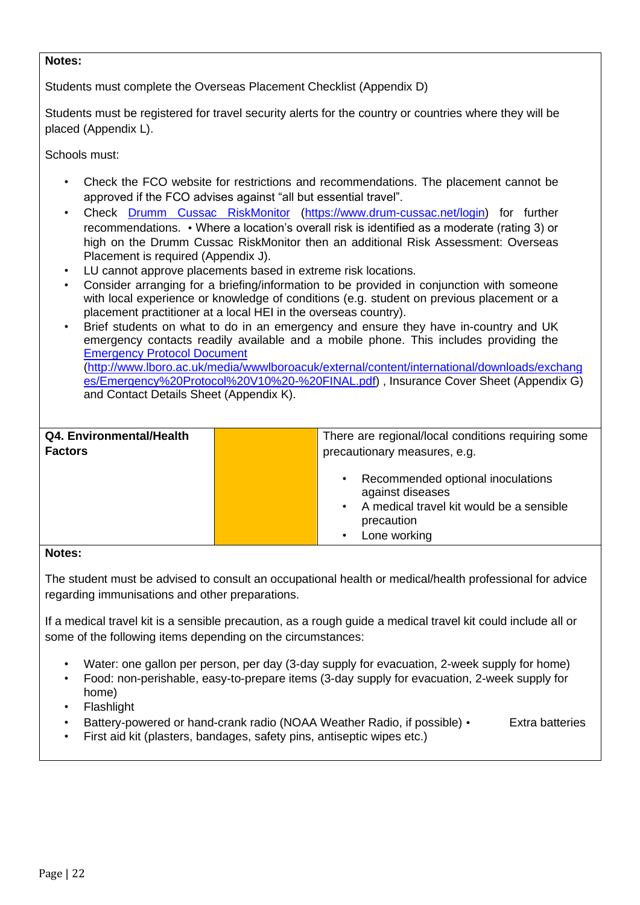**Notes:**

Students must complete the Overseas Placement Checklist (Appendix D)

Students must be registered for travel security alerts for the country or countries where they will be placed (Appendix L).

Schools must:

- Check the FCO website for restrictions and recommendations. The placement cannot be approved if the FCO advises against "all but essential travel".
- Check [Drumm Cussac RiskMonitor](https://www.drum-cussac.net/login) (https://www.drum-cussac.net/login) for further recommendations. • Where a location's overall risk is identified as a moderate (rating 3) or high on the Drumm Cussac RiskMonitor then an additional Risk Assessment: Overseas Placement is required (Appendix J).
- LU cannot approve placements based in extreme risk locations.
- Consider arranging for a briefing/information to be provided in conjunction with someone with local experience or knowledge of conditions (e.g. student on previous placement or a placement practitioner at a local HEI in the overseas country).
- Brief students on what to do in an emergency and ensure they have in-country and UK emergency contacts readily available and a mobile phone. This includes providing the [Emergency Protocol Document](http://www.lboro.ac.uk/media/wwwlboroacuk/external/content/international/downloads/exchanges/Emergency%20Protocol%20V10%20-%20FINAL.pdf) (http://www.lboro.ac.uk/media/wwwlboroacuk/external/content/international/downloads/exchanges/Emergency%20Protocol%20V10%20-%20FINAL.pdf) , Insurance Cover Sheet (Appendix G) and Contact Details Sheet (Appendix K).

| **Q4. Environmental/Health Factors** | | There are regional/local conditions requiring some precautionary measures, e.g.<br>• Recommended optional inoculations against diseases<br>• A medical travel kit would be a sensible precaution<br>• Lone working |
|---|---|---|

**Notes:**

The student must be advised to consult an occupational health or medical/health professional for advice regarding immunisations and other preparations.

If a medical travel kit is a sensible precaution, as a rough guide a medical travel kit could include all or some of the following items depending on the circumstances:

- Water: one gallon per person, per day (3-day supply for evacuation, 2-week supply for home)
- Food: non-perishable, easy-to-prepare items (3-day supply for evacuation, 2-week supply for home)
- Flashlight
- Battery-powered or hand-crank radio (NOAA Weather Radio, if possible) • Extra batteries
- First aid kit (plasters, bandages, safety pins, antiseptic wipes etc.)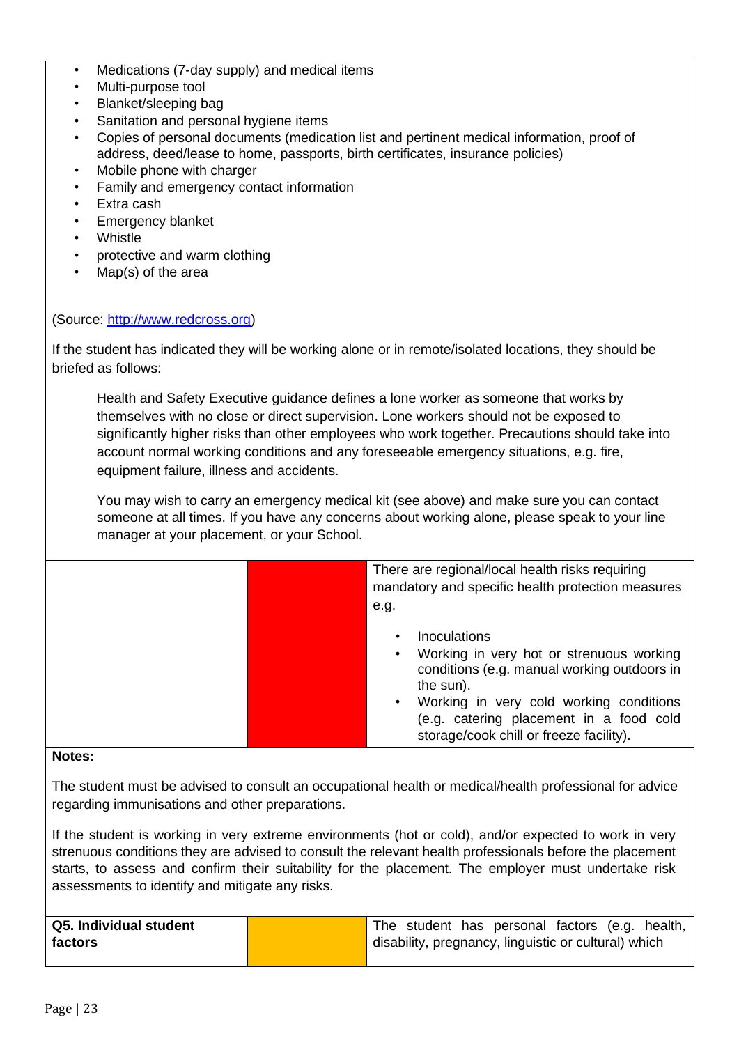- Medications (7-day supply) and medical items
- Multi-purpose tool
- Blanket/sleeping bag
- Sanitation and personal hygiene items
- Copies of personal documents (medication list and pertinent medical information, proof of address, deed/lease to home, passports, birth certificates, insurance policies)
- Mobile phone with charger
- Family and emergency contact information
- Extra cash
- Emergency blanket
- Whistle
- protective and warm clothing
- Map(s) of the area

(Source: http://www.redcross.org)

If the student has indicated they will be working alone or in remote/isolated locations, they should be briefed as follows:

> Health and Safety Executive guidance defines a lone worker as someone that works by themselves with no close or direct supervision. Lone workers should not be exposed to significantly higher risks than other employees who work together. Precautions should take into account normal working conditions and any foreseeable emergency situations, e.g. fire, equipment failure, illness and accidents.
>
> You may wish to carry an emergency medical kit (see above) and make sure you can contact someone at all times. If you have any concerns about working alone, please speak to your line manager at your placement, or your School.

| | | |
|---|---|---|
| | (Red) | There are regional/local health risks requiring mandatory and specific health protection measures e.g. <br>• Inoculations <br>• Working in very hot or strenuous working conditions (e.g. manual working outdoors in the sun). <br>• Working in very cold working conditions (e.g. catering placement in a food cold storage/cook chill or freeze facility). |

**Notes:**

The student must be advised to consult an occupational health or medical/health professional for advice regarding immunisations and other preparations.

If the student is working in very extreme environments (hot or cold), and/or expected to work in very strenuous conditions they are advised to consult the relevant health professionals before the placement starts, to assess and confirm their suitability for the placement. The employer must undertake risk assessments to identify and mitigate any risks.

| | | |
|---|---|---|
| **Q5. Individual student factors** | (Amber) | The student has personal factors (e.g. health, disability, pregnancy, linguistic or cultural) which |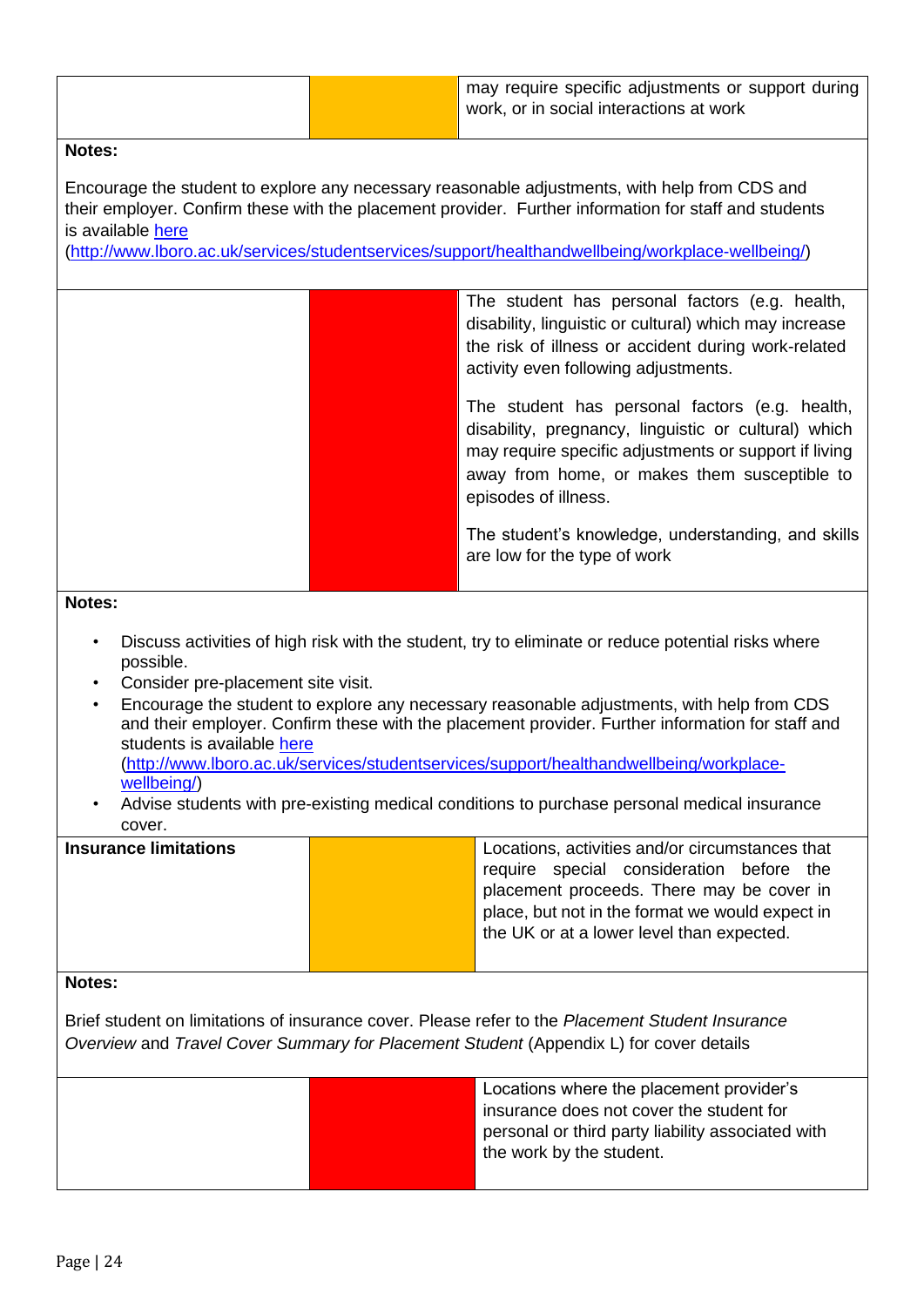| | | |
|---|---|---|
| | | may require specific adjustments or support during work, or in social interactions at work |

**Notes:**

Encourage the student to explore any necessary reasonable adjustments, with help from CDS and their employer. Confirm these with the placement provider. Further information for staff and students is available [here](http://www.lboro.ac.uk/services/studentservices/support/healthandwellbeing/workplace-wellbeing/) (http://www.lboro.ac.uk/services/studentservices/support/healthandwellbeing/workplace-wellbeing/)

| | | |
|---|---|---|
| | | The student has personal factors (e.g. health, disability, linguistic or cultural) which may increase the risk of illness or accident during work-related activity even following adjustments.<br><br>The student has personal factors (e.g. health, disability, pregnancy, linguistic or cultural) which may require specific adjustments or support if living away from home, or makes them susceptible to episodes of illness.<br><br>The student's knowledge, understanding, and skills are low for the type of work |

**Notes:**

- Discuss activities of high risk with the student, try to eliminate or reduce potential risks where possible.
- Consider pre-placement site visit.
- Encourage the student to explore any necessary reasonable adjustments, with help from CDS and their employer. Confirm these with the placement provider. Further information for staff and students is available [here](http://www.lboro.ac.uk/services/studentservices/support/healthandwellbeing/workplace-wellbeing/) (http://www.lboro.ac.uk/services/studentservices/support/healthandwellbeing/workplace-wellbeing/)
- Advise students with pre-existing medical conditions to purchase personal medical insurance cover.

| | | |
|---|---|---|
| **Insurance limitations** | | Locations, activities and/or circumstances that require special consideration before the placement proceeds. There may be cover in place, but not in the format we would expect in the UK or at a lower level than expected. |

**Notes:**

Brief student on limitations of insurance cover. Please refer to the *Placement Student Insurance Overview* and *Travel Cover Summary for Placement Student* (Appendix L) for cover details

| | | |
|---|---|---|
| | | Locations where the placement provider's insurance does not cover the student for personal or third party liability associated with the work by the student. |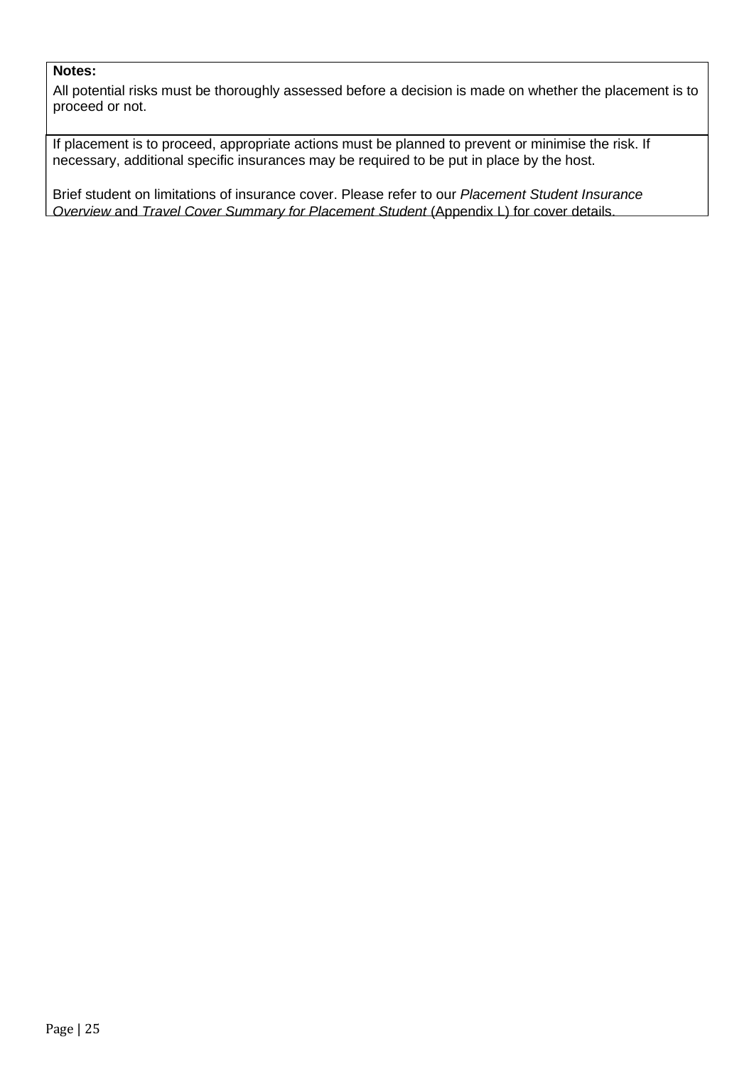**Notes:**

All potential risks must be thoroughly assessed before a decision is made on whether the placement is to proceed or not.

If placement is to proceed, appropriate actions must be planned to prevent or minimise the risk. If necessary, additional specific insurances may be required to be put in place by the host.

Brief student on limitations of insurance cover. Please refer to our *Placement Student Insurance Overview* and *Travel Cover Summary for Placement Student* (Appendix L) for cover details.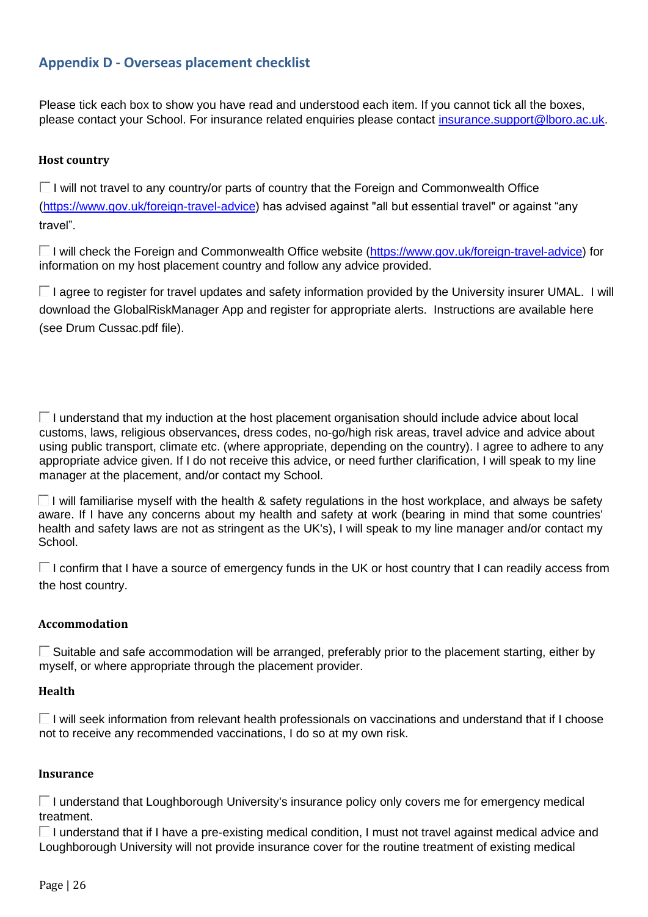## Appendix D - Overseas placement checklist

Please tick each box to show you have read and understood each item. If you cannot tick all the boxes, please contact your School. For insurance related enquiries please contact insurance.support@lboro.ac.uk.

**Host country**

☐ I will not travel to any country/or parts of country that the Foreign and Commonwealth Office (https://www.gov.uk/foreign-travel-advice) has advised against "all but essential travel" or against "any travel".

☐ I will check the Foreign and Commonwealth Office website (https://www.gov.uk/foreign-travel-advice) for information on my host placement country and follow any advice provided.

☐ I agree to register for travel updates and safety information provided by the University insurer UMAL. I will download the GlobalRiskManager App and register for appropriate alerts. Instructions are available here (see Drum Cussac.pdf file).

☐ I understand that my induction at the host placement organisation should include advice about local customs, laws, religious observances, dress codes, no-go/high risk areas, travel advice and advice about using public transport, climate etc. (where appropriate, depending on the country). I agree to adhere to any appropriate advice given. If I do not receive this advice, or need further clarification, I will speak to my line manager at the placement, and/or contact my School.

☐ I will familiarise myself with the health & safety regulations in the host workplace, and always be safety aware. If I have any concerns about my health and safety at work (bearing in mind that some countries' health and safety laws are not as stringent as the UK's), I will speak to my line manager and/or contact my School.

☐ I confirm that I have a source of emergency funds in the UK or host country that I can readily access from the host country.

**Accommodation**

☐ Suitable and safe accommodation will be arranged, preferably prior to the placement starting, either by myself, or where appropriate through the placement provider.

**Health**

☐ I will seek information from relevant health professionals on vaccinations and understand that if I choose not to receive any recommended vaccinations, I do so at my own risk.

**Insurance**

☐ I understand that Loughborough University's insurance policy only covers me for emergency medical treatment.

☐ I understand that if I have a pre-existing medical condition, I must not travel against medical advice and Loughborough University will not provide insurance cover for the routine treatment of existing medical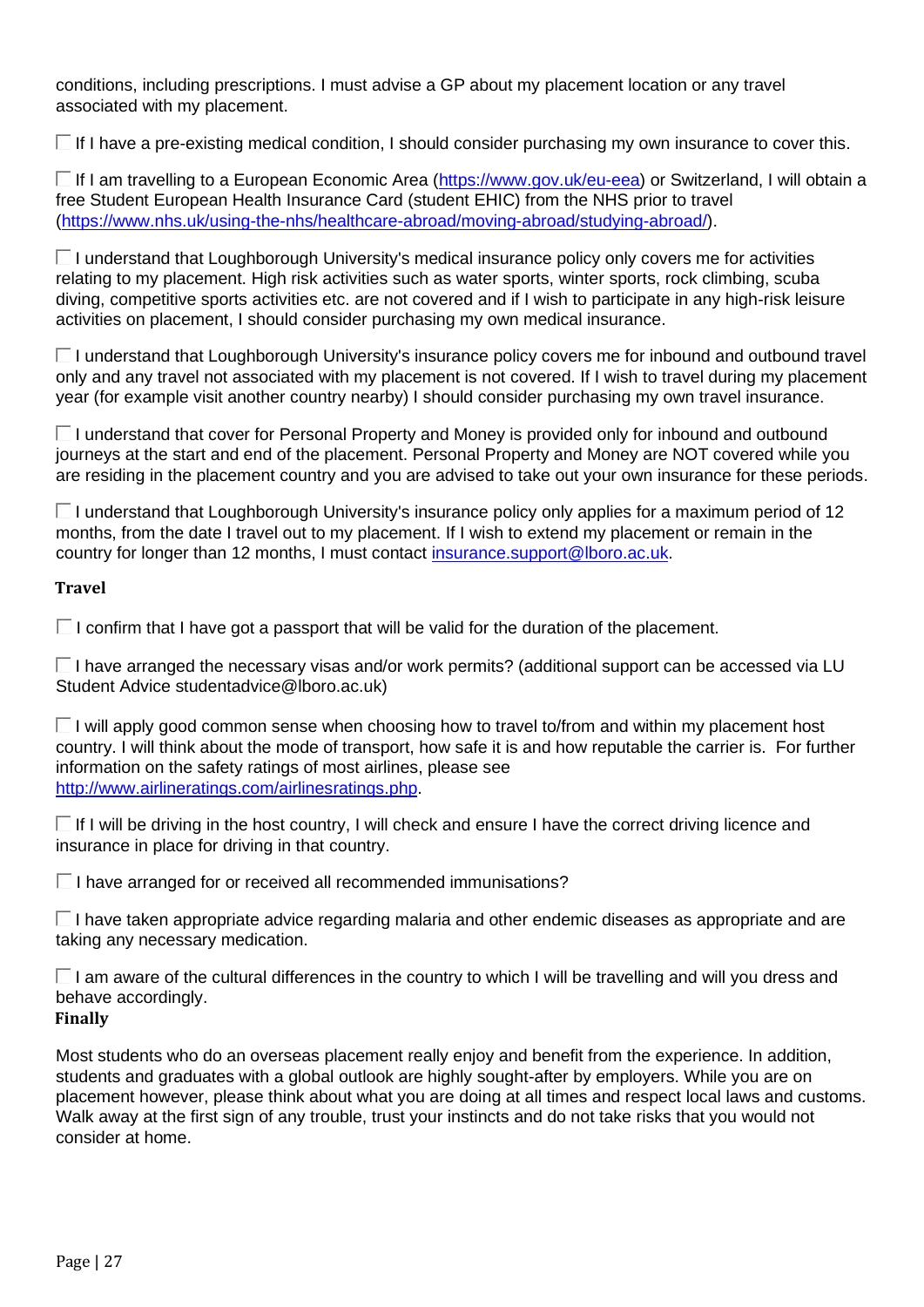conditions, including prescriptions. I must advise a GP about my placement location or any travel associated with my placement.

- [ ] If I have a pre-existing medical condition, I should consider purchasing my own insurance to cover this.

- [ ] If I am travelling to a European Economic Area (https://www.gov.uk/eu-eea) or Switzerland, I will obtain a free Student European Health Insurance Card (student EHIC) from the NHS prior to travel (https://www.nhs.uk/using-the-nhs/healthcare-abroad/moving-abroad/studying-abroad/).

- [ ] I understand that Loughborough University's medical insurance policy only covers me for activities relating to my placement. High risk activities such as water sports, winter sports, rock climbing, scuba diving, competitive sports activities etc. are not covered and if I wish to participate in any high-risk leisure activities on placement, I should consider purchasing my own medical insurance.

- [ ] I understand that Loughborough University's insurance policy covers me for inbound and outbound travel only and any travel not associated with my placement is not covered. If I wish to travel during my placement year (for example visit another country nearby) I should consider purchasing my own travel insurance.

- [ ] I understand that cover for Personal Property and Money is provided only for inbound and outbound journeys at the start and end of the placement. Personal Property and Money are NOT covered while you are residing in the placement country and you are advised to take out your own insurance for these periods.

- [ ] I understand that Loughborough University's insurance policy only applies for a maximum period of 12 months, from the date I travel out to my placement. If I wish to extend my placement or remain in the country for longer than 12 months, I must contact insurance.support@lboro.ac.uk.

**Travel**

- [ ] I confirm that I have got a passport that will be valid for the duration of the placement.

- [ ] I have arranged the necessary visas and/or work permits? (additional support can be accessed via LU Student Advice studentadvice@lboro.ac.uk)

- [ ] I will apply good common sense when choosing how to travel to/from and within my placement host country. I will think about the mode of transport, how safe it is and how reputable the carrier is. For further information on the safety ratings of most airlines, please see http://www.airlineratings.com/airlinesratings.php.

- [ ] If I will be driving in the host country, I will check and ensure I have the correct driving licence and insurance in place for driving in that country.

- [ ] I have arranged for or received all recommended immunisations?

- [ ] I have taken appropriate advice regarding malaria and other endemic diseases as appropriate and are taking any necessary medication.

- [ ] I am aware of the cultural differences in the country to which I will be travelling and will you dress and behave accordingly.

**Finally**

Most students who do an overseas placement really enjoy and benefit from the experience. In addition, students and graduates with a global outlook are highly sought-after by employers. While you are on placement however, please think about what you are doing at all times and respect local laws and customs. Walk away at the first sign of any trouble, trust your instincts and do not take risks that you would not consider at home.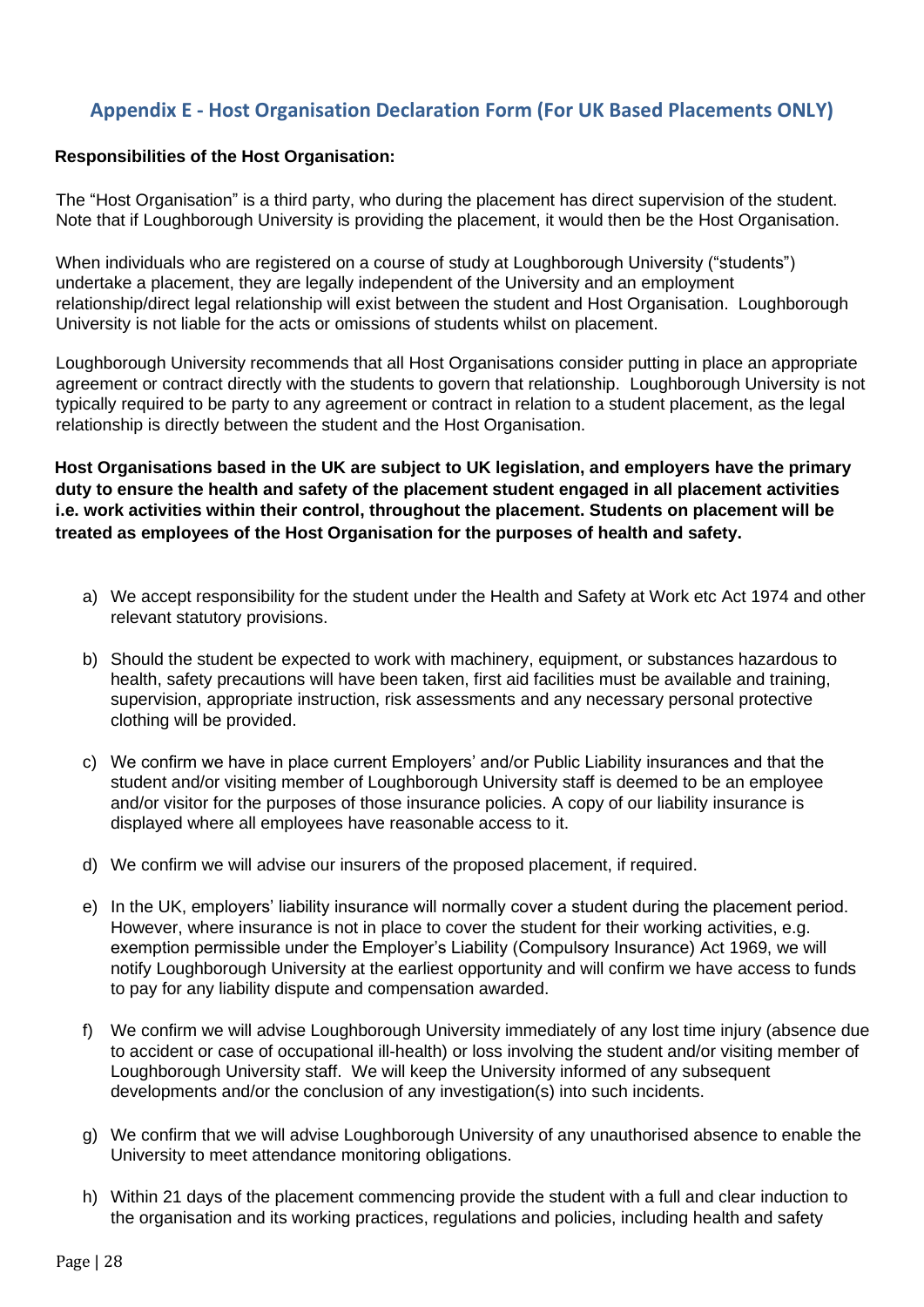## Appendix E - Host Organisation Declaration Form (For UK Based Placements ONLY)

**Responsibilities of the Host Organisation:**

The "Host Organisation" is a third party, who during the placement has direct supervision of the student. Note that if Loughborough University is providing the placement, it would then be the Host Organisation.

When individuals who are registered on a course of study at Loughborough University ("students") undertake a placement, they are legally independent of the University and an employment relationship/direct legal relationship will exist between the student and Host Organisation. Loughborough University is not liable for the acts or omissions of students whilst on placement.

Loughborough University recommends that all Host Organisations consider putting in place an appropriate agreement or contract directly with the students to govern that relationship. Loughborough University is not typically required to be party to any agreement or contract in relation to a student placement, as the legal relationship is directly between the student and the Host Organisation.

**Host Organisations based in the UK are subject to UK legislation, and employers have the primary duty to ensure the health and safety of the placement student engaged in all placement activities i.e. work activities within their control, throughout the placement. Students on placement will be treated as employees of the Host Organisation for the purposes of health and safety.**

a) We accept responsibility for the student under the Health and Safety at Work etc Act 1974 and other relevant statutory provisions.

b) Should the student be expected to work with machinery, equipment, or substances hazardous to health, safety precautions will have been taken, first aid facilities must be available and training, supervision, appropriate instruction, risk assessments and any necessary personal protective clothing will be provided.

c) We confirm we have in place current Employers' and/or Public Liability insurances and that the student and/or visiting member of Loughborough University staff is deemed to be an employee and/or visitor for the purposes of those insurance policies. A copy of our liability insurance is displayed where all employees have reasonable access to it.

d) We confirm we will advise our insurers of the proposed placement, if required.

e) In the UK, employers' liability insurance will normally cover a student during the placement period. However, where insurance is not in place to cover the student for their working activities, e.g. exemption permissible under the Employer's Liability (Compulsory Insurance) Act 1969, we will notify Loughborough University at the earliest opportunity and will confirm we have access to funds to pay for any liability dispute and compensation awarded.

f) We confirm we will advise Loughborough University immediately of any lost time injury (absence due to accident or case of occupational ill-health) or loss involving the student and/or visiting member of Loughborough University staff. We will keep the University informed of any subsequent developments and/or the conclusion of any investigation(s) into such incidents.

g) We confirm that we will advise Loughborough University of any unauthorised absence to enable the University to meet attendance monitoring obligations.

h) Within 21 days of the placement commencing provide the student with a full and clear induction to the organisation and its working practices, regulations and policies, including health and safety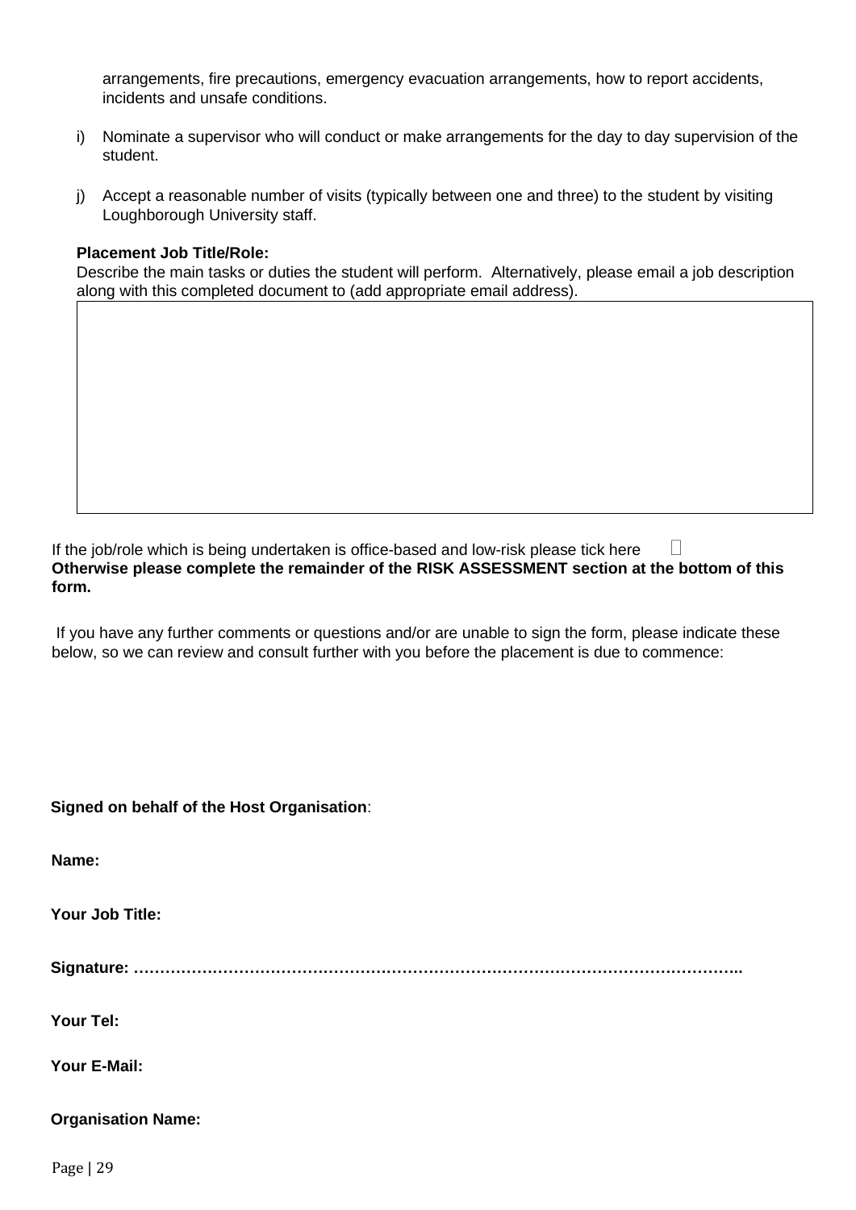arrangements, fire precautions, emergency evacuation arrangements, how to report accidents, incidents and unsafe conditions.

i) Nominate a supervisor who will conduct or make arrangements for the day to day supervision of the student.

j) Accept a reasonable number of visits (typically between one and three) to the student by visiting Loughborough University staff.

**Placement Job Title/Role:**
Describe the main tasks or duties the student will perform. Alternatively, please email a job description along with this completed document to (add appropriate email address).

| |
|---|
| |

If the job/role which is being undertaken is office-based and low-risk please tick here ☐
**Otherwise please complete the remainder of the RISK ASSESSMENT section at the bottom of this form.**

If you have any further comments or questions and/or are unable to sign the form, please indicate these below, so we can review and consult further with you before the placement is due to commence:

**Signed on behalf of the Host Organisation**:

**Name:**

**Your Job Title:**

**Signature: …………………………………………………………………………………………………..**

**Your Tel:**

**Your E-Mail:**

**Organisation Name:**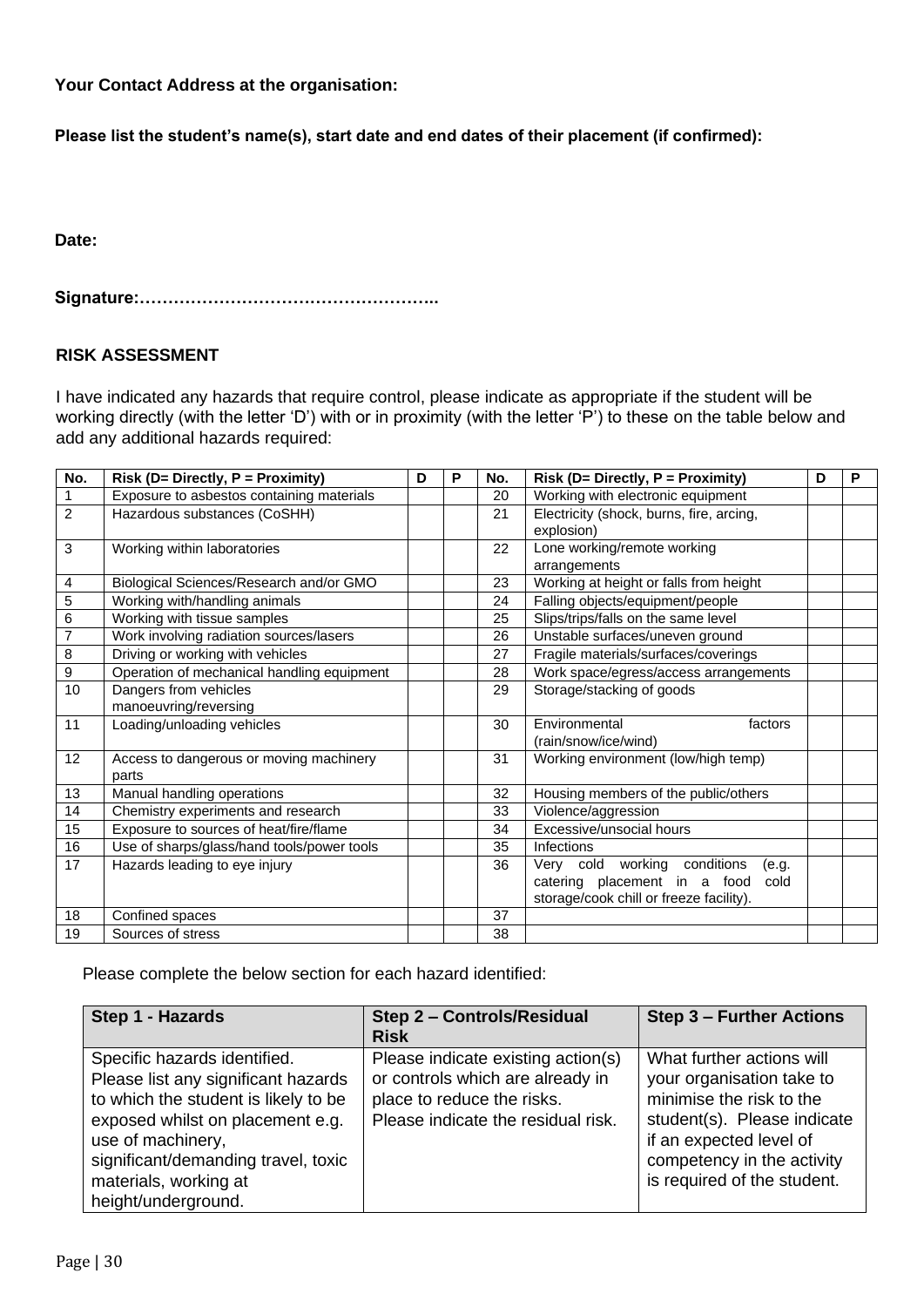**Your Contact Address at the organisation:**

**Please list the student's name(s), start date and end dates of their placement (if confirmed):**

**Date:**

**Signature:……………………………………………..**

**RISK ASSESSMENT**

I have indicated any hazards that require control, please indicate as appropriate if the student will be working directly (with the letter 'D') with or in proximity (with the letter 'P') to these on the table below and add any additional hazards required:

| No. | Risk (D= Directly, P = Proximity) | D | P | No. | Risk (D= Directly, P = Proximity) | D | P |
|---|---|---|---|---|---|---|---|
| 1 | Exposure to asbestos containing materials | | | 20 | Working with electronic equipment | | |
| 2 | Hazardous substances (CoSHH) | | | 21 | Electricity (shock, burns, fire, arcing, explosion) | | |
| 3 | Working within laboratories | | | 22 | Lone working/remote working arrangements | | |
| 4 | Biological Sciences/Research and/or GMO | | | 23 | Working at height or falls from height | | |
| 5 | Working with/handling animals | | | 24 | Falling objects/equipment/people | | |
| 6 | Working with tissue samples | | | 25 | Slips/trips/falls on the same level | | |
| 7 | Work involving radiation sources/lasers | | | 26 | Unstable surfaces/uneven ground | | |
| 8 | Driving or working with vehicles | | | 27 | Fragile materials/surfaces/coverings | | |
| 9 | Operation of mechanical handling equipment | | | 28 | Work space/egress/access arrangements | | |
| 10 | Dangers from vehicles manoeuvring/reversing | | | 29 | Storage/stacking of goods | | |
| 11 | Loading/unloading vehicles | | | 30 | Environmental factors (rain/snow/ice/wind) | | |
| 12 | Access to dangerous or moving machinery parts | | | 31 | Working environment (low/high temp) | | |
| 13 | Manual handling operations | | | 32 | Housing members of the public/others | | |
| 14 | Chemistry experiments and research | | | 33 | Violence/aggression | | |
| 15 | Exposure to sources of heat/fire/flame | | | 34 | Excessive/unsocial hours | | |
| 16 | Use of sharps/glass/hand tools/power tools | | | 35 | Infections | | |
| 17 | Hazards leading to eye injury | | | 36 | Very cold working conditions (e.g. catering placement in a food cold storage/cook chill or freeze facility). | | |
| 18 | Confined spaces | | | 37 | | | |
| 19 | Sources of stress | | | 38 | | | |

Please complete the below section for each hazard identified:

| Step 1 - Hazards | Step 2 – Controls/Residual Risk | Step 3 – Further Actions |
|---|---|---|
| Specific hazards identified. Please list any significant hazards to which the student is likely to be exposed whilst on placement e.g. use of machinery, significant/demanding travel, toxic materials, working at height/underground. | Please indicate existing action(s) or controls which are already in place to reduce the risks. Please indicate the residual risk. | What further actions will your organisation take to minimise the risk to the student(s). Please indicate if an expected level of competency in the activity is required of the student. |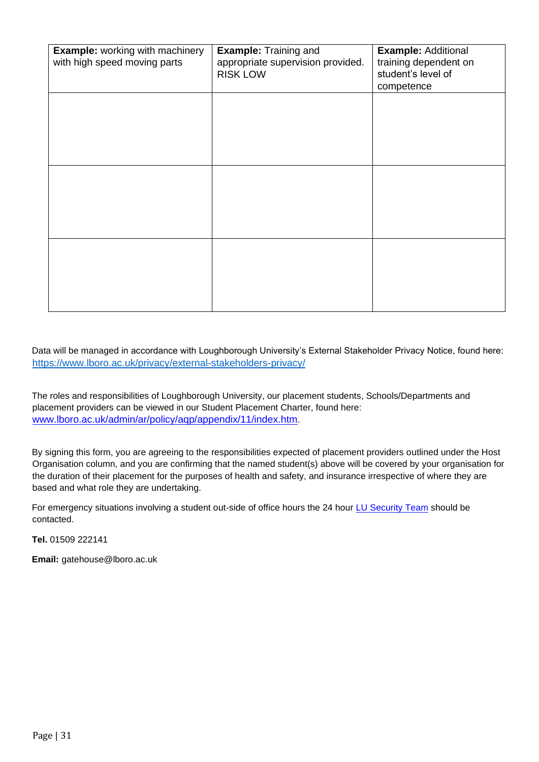| **Example:** working with machinery with high speed moving parts | **Example:** Training and appropriate supervision provided. RISK LOW | **Example:** Additional training dependent on student's level of competence |
|---|---|---|
| | | |
| | | |
| | | |

Data will be managed in accordance with Loughborough University's External Stakeholder Privacy Notice, found here: https://www.lboro.ac.uk/privacy/external-stakeholders-privacy/

The roles and responsibilities of Loughborough University, our placement students, Schools/Departments and placement providers can be viewed in our Student Placement Charter, found here: www.lboro.ac.uk/admin/ar/policy/aqp/appendix/11/index.htm.

By signing this form, you are agreeing to the responsibilities expected of placement providers outlined under the Host Organisation column, and you are confirming that the named student(s) above will be covered by your organisation for the duration of their placement for the purposes of health and safety, and insurance irrespective of where they are based and what role they are undertaking.

For emergency situations involving a student out-side of office hours the 24 hour LU Security Team should be contacted.

**Tel.** 01509 222141

**Email:** gatehouse@lboro.ac.uk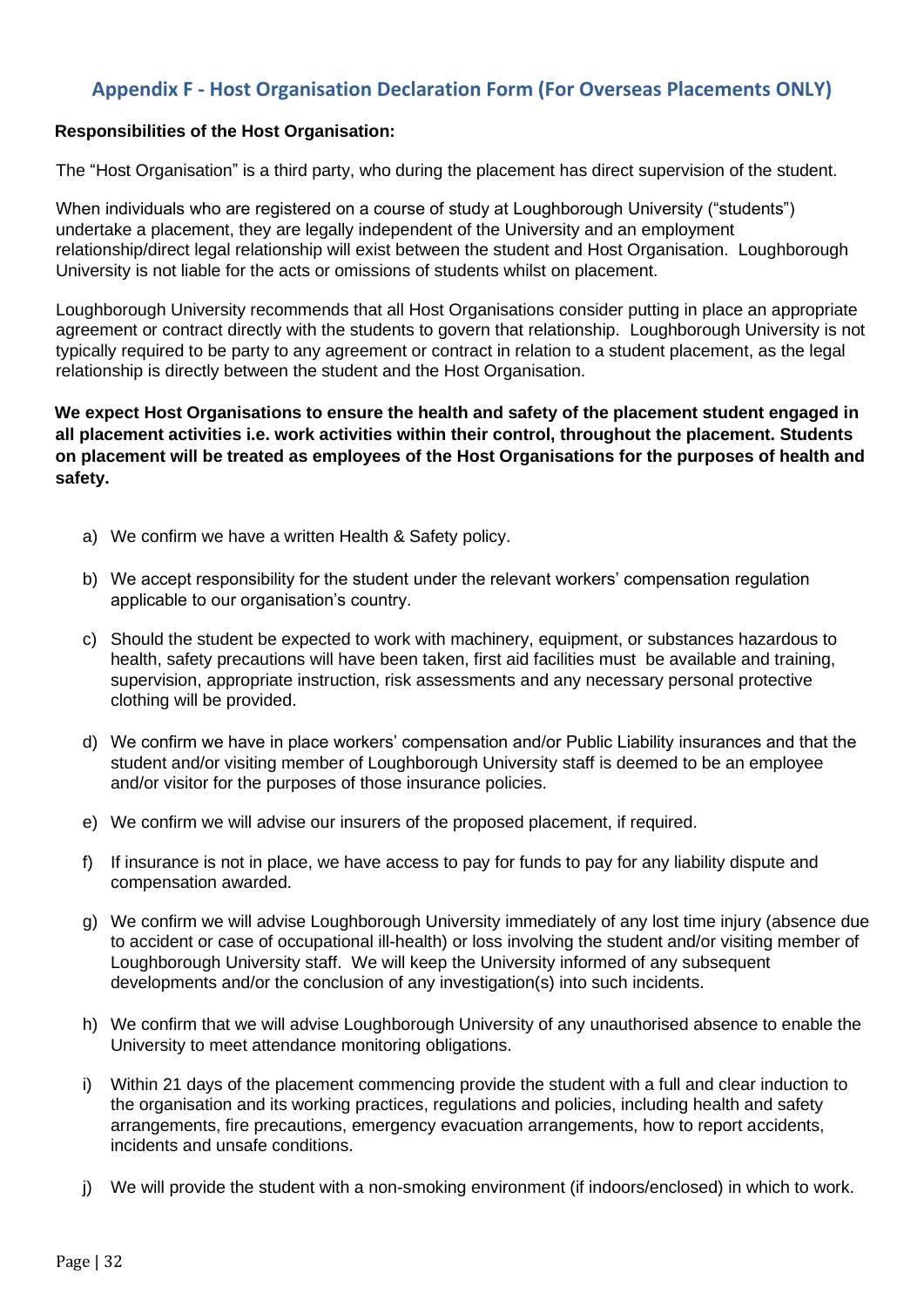## Appendix F - Host Organisation Declaration Form (For Overseas Placements ONLY)

**Responsibilities of the Host Organisation:**

The "Host Organisation" is a third party, who during the placement has direct supervision of the student.

When individuals who are registered on a course of study at Loughborough University ("students") undertake a placement, they are legally independent of the University and an employment relationship/direct legal relationship will exist between the student and Host Organisation. Loughborough University is not liable for the acts or omissions of students whilst on placement.

Loughborough University recommends that all Host Organisations consider putting in place an appropriate agreement or contract directly with the students to govern that relationship. Loughborough University is not typically required to be party to any agreement or contract in relation to a student placement, as the legal relationship is directly between the student and the Host Organisation.

**We expect Host Organisations to ensure the health and safety of the placement student engaged in all placement activities i.e. work activities within their control, throughout the placement. Students on placement will be treated as employees of the Host Organisations for the purposes of health and safety.**

a) We confirm we have a written Health & Safety policy.

b) We accept responsibility for the student under the relevant workers' compensation regulation applicable to our organisation's country.

c) Should the student be expected to work with machinery, equipment, or substances hazardous to health, safety precautions will have been taken, first aid facilities must be available and training, supervision, appropriate instruction, risk assessments and any necessary personal protective clothing will be provided.

d) We confirm we have in place workers' compensation and/or Public Liability insurances and that the student and/or visiting member of Loughborough University staff is deemed to be an employee and/or visitor for the purposes of those insurance policies.

e) We confirm we will advise our insurers of the proposed placement, if required.

f) If insurance is not in place, we have access to pay for funds to pay for any liability dispute and compensation awarded.

g) We confirm we will advise Loughborough University immediately of any lost time injury (absence due to accident or case of occupational ill-health) or loss involving the student and/or visiting member of Loughborough University staff. We will keep the University informed of any subsequent developments and/or the conclusion of any investigation(s) into such incidents.

h) We confirm that we will advise Loughborough University of any unauthorised absence to enable the University to meet attendance monitoring obligations.

i) Within 21 days of the placement commencing provide the student with a full and clear induction to the organisation and its working practices, regulations and policies, including health and safety arrangements, fire precautions, emergency evacuation arrangements, how to report accidents, incidents and unsafe conditions.

j) We will provide the student with a non-smoking environment (if indoors/enclosed) in which to work.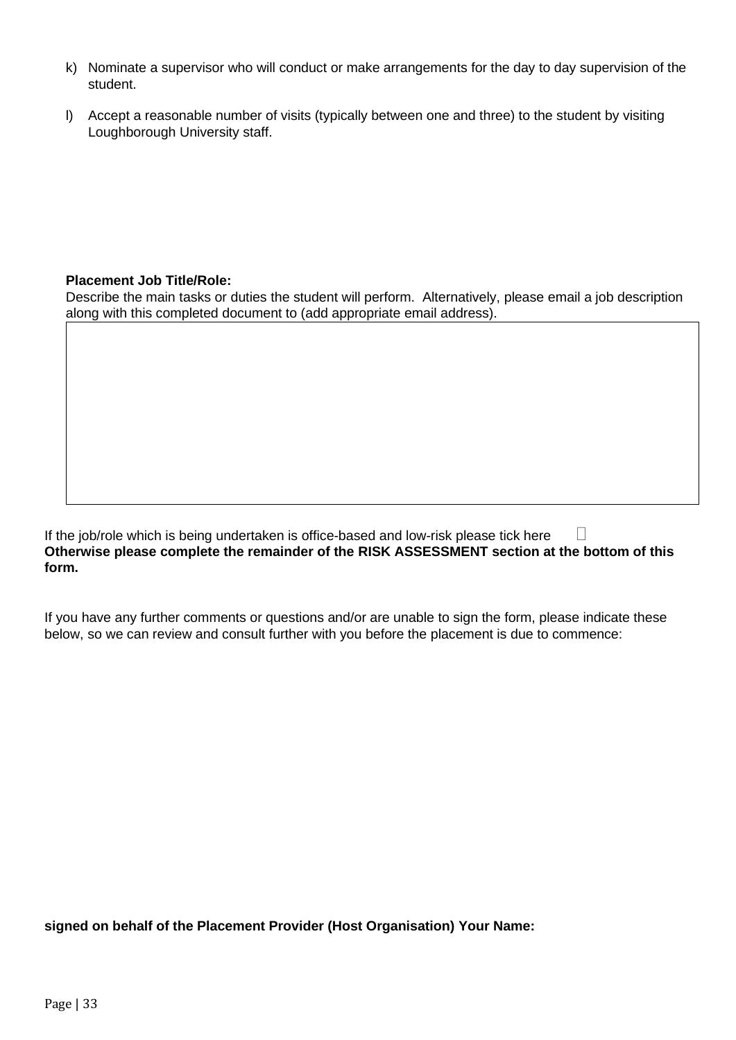k) Nominate a supervisor who will conduct or make arrangements for the day to day supervision of the student.

l) Accept a reasonable number of visits (typically between one and three) to the student by visiting Loughborough University staff.

**Placement Job Title/Role:**

Describe the main tasks or duties the student will perform. Alternatively, please email a job description along with this completed document to (add appropriate email address).

| |
|---|
| |

If the job/role which is being undertaken is office-based and low-risk please tick here ☐

**Otherwise please complete the remainder of the RISK ASSESSMENT section at the bottom of this form.**

If you have any further comments or questions and/or are unable to sign the form, please indicate these below, so we can review and consult further with you before the placement is due to commence:

**signed on behalf of the Placement Provider (Host Organisation) Your Name:**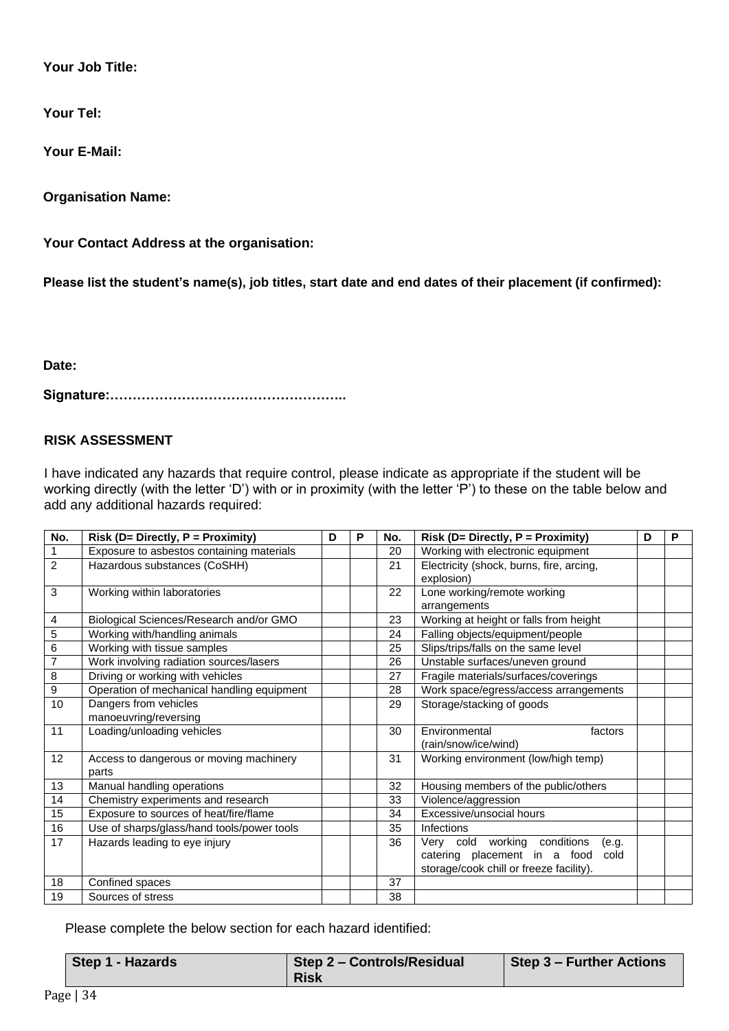**Your Job Title:**

**Your Tel:**

**Your E-Mail:**

**Organisation Name:**

**Your Contact Address at the organisation:**

**Please list the student's name(s), job titles, start date and end dates of their placement (if confirmed):**

**Date:**

**Signature:……………………………………………..**

## RISK ASSESSMENT

I have indicated any hazards that require control, please indicate as appropriate if the student will be working directly (with the letter 'D') with or in proximity (with the letter 'P') to these on the table below and add any additional hazards required:

| No. | Risk (D= Directly, P = Proximity) | D | P | No. | Risk (D= Directly, P = Proximity) | D | P |
|---|---|---|---|---|---|---|---|
| 1 | Exposure to asbestos containing materials | | | 20 | Working with electronic equipment | | |
| 2 | Hazardous substances (CoSHH) | | | 21 | Electricity (shock, burns, fire, arcing, explosion) | | |
| 3 | Working within laboratories | | | 22 | Lone working/remote working arrangements | | |
| 4 | Biological Sciences/Research and/or GMO | | | 23 | Working at height or falls from height | | |
| 5 | Working with/handling animals | | | 24 | Falling objects/equipment/people | | |
| 6 | Working with tissue samples | | | 25 | Slips/trips/falls on the same level | | |
| 7 | Work involving radiation sources/lasers | | | 26 | Unstable surfaces/uneven ground | | |
| 8 | Driving or working with vehicles | | | 27 | Fragile materials/surfaces/coverings | | |
| 9 | Operation of mechanical handling equipment | | | 28 | Work space/egress/access arrangements | | |
| 10 | Dangers from vehicles manoeuvring/reversing | | | 29 | Storage/stacking of goods | | |
| 11 | Loading/unloading vehicles | | | 30 | Environmental factors (rain/snow/ice/wind) | | |
| 12 | Access to dangerous or moving machinery parts | | | 31 | Working environment (low/high temp) | | |
| 13 | Manual handling operations | | | 32 | Housing members of the public/others | | |
| 14 | Chemistry experiments and research | | | 33 | Violence/aggression | | |
| 15 | Exposure to sources of heat/fire/flame | | | 34 | Excessive/unsocial hours | | |
| 16 | Use of sharps/glass/hand tools/power tools | | | 35 | Infections | | |
| 17 | Hazards leading to eye injury | | | 36 | Very cold working conditions (e.g. catering placement in a food cold storage/cook chill or freeze facility). | | |
| 18 | Confined spaces | | | 37 | | | |
| 19 | Sources of stress | | | 38 | | | |

Please complete the below section for each hazard identified:

| Step 1 - Hazards | Step 2 – Controls/Residual Risk | Step 3 – Further Actions |
|---|---|---|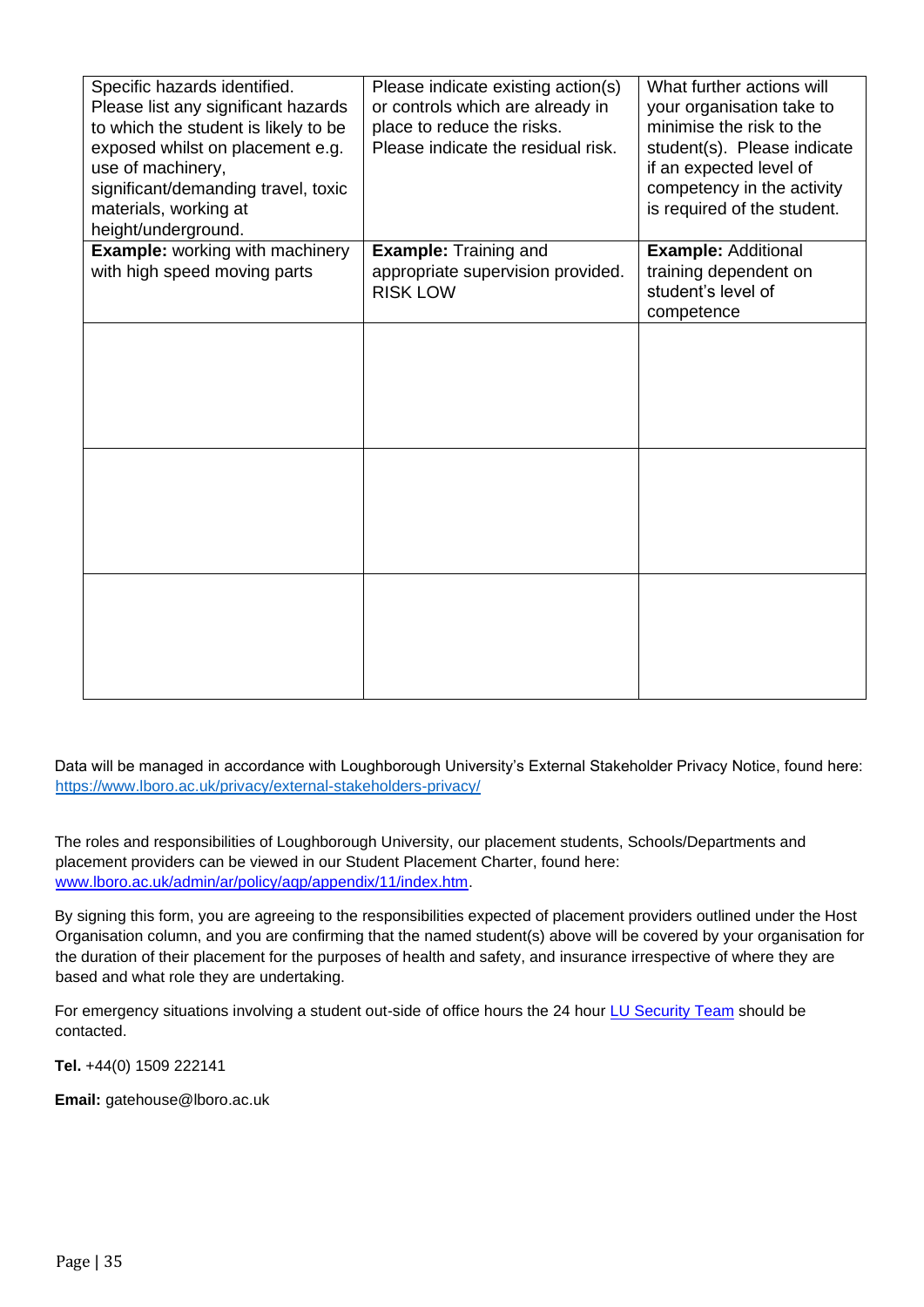| Specific hazards identified. Please list any significant hazards to which the student is likely to be exposed whilst on placement e.g. use of machinery, significant/demanding travel, toxic materials, working at height/underground. | Please indicate existing action(s) or controls which are already in place to reduce the risks. Please indicate the residual risk. | What further actions will your organisation take to minimise the risk to the student(s). Please indicate if an expected level of competency in the activity is required of the student. |
|---|---|---|
| **Example:** working with machinery with high speed moving parts | **Example:** Training and appropriate supervision provided. RISK LOW | **Example:** Additional training dependent on student's level of competence |
| | | |
| | | |
| | | |

Data will be managed in accordance with Loughborough University's External Stakeholder Privacy Notice, found here: https://www.lboro.ac.uk/privacy/external-stakeholders-privacy/

The roles and responsibilities of Loughborough University, our placement students, Schools/Departments and placement providers can be viewed in our Student Placement Charter, found here: www.lboro.ac.uk/admin/ar/policy/aqp/appendix/11/index.htm.

By signing this form, you are agreeing to the responsibilities expected of placement providers outlined under the Host Organisation column, and you are confirming that the named student(s) above will be covered by your organisation for the duration of their placement for the purposes of health and safety, and insurance irrespective of where they are based and what role they are undertaking.

For emergency situations involving a student out-side of office hours the 24 hour LU Security Team should be contacted.

**Tel.** +44(0) 1509 222141

**Email:** gatehouse@lboro.ac.uk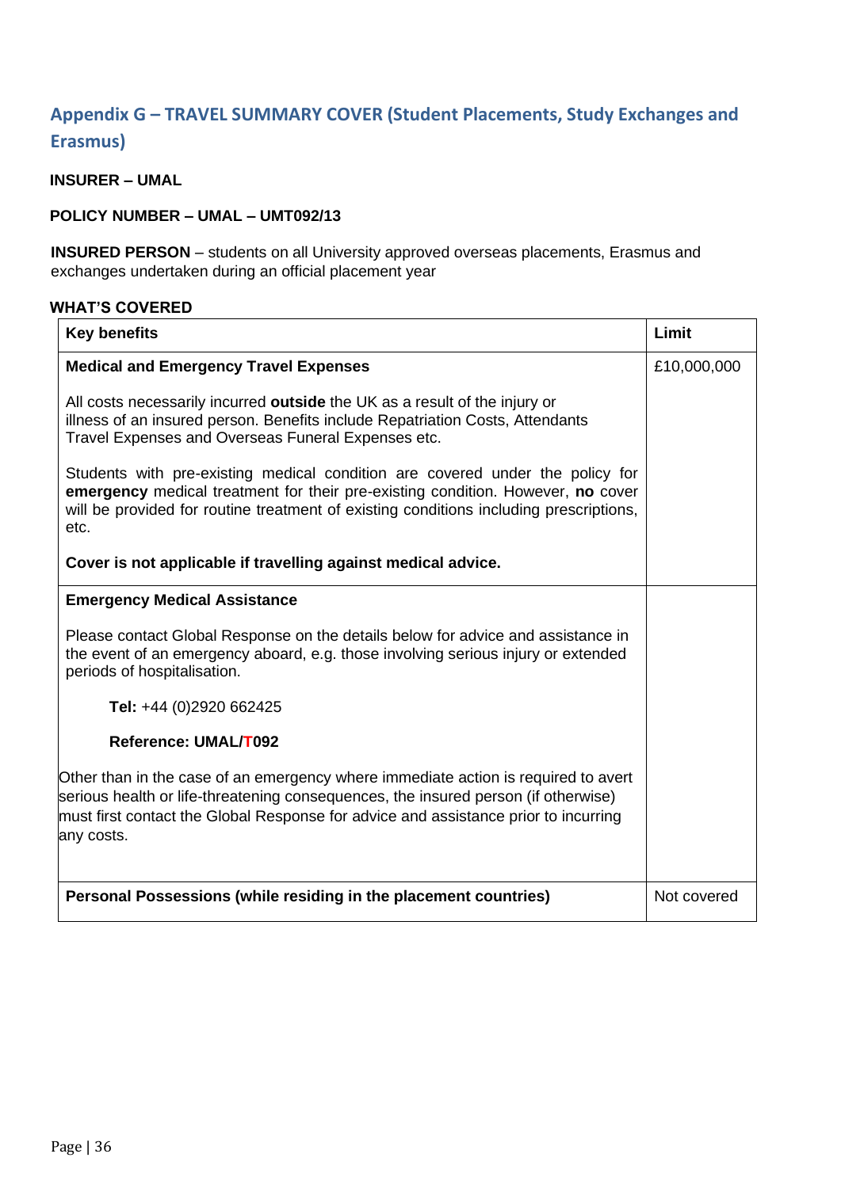## Appendix G – TRAVEL SUMMARY COVER (Student Placements, Study Exchanges and Erasmus)

**INSURER – UMAL**

**POLICY NUMBER – UMAL – UMT092/13**

**INSURED PERSON** – students on all University approved overseas placements, Erasmus and exchanges undertaken during an official placement year

**WHAT'S COVERED**

| **Key benefits** | **Limit** |
|---|---|
| **Medical and Emergency Travel Expenses**<br><br>All costs necessarily incurred **outside** the UK as a result of the injury or illness of an insured person. Benefits include Repatriation Costs, Attendants Travel Expenses and Overseas Funeral Expenses etc.<br><br>Students with pre-existing medical condition are covered under the policy for **emergency** medical treatment for their pre-existing condition. However, **no** cover will be provided for routine treatment of existing conditions including prescriptions, etc.<br><br>**Cover is not applicable if travelling against medical advice.** | £10,000,000 |
| **Emergency Medical Assistance**<br><br>Please contact Global Response on the details below for advice and assistance in the event of an emergency aboard, e.g. those involving serious injury or extended periods of hospitalisation.<br><br>**Tel:** +44 (0)2920 662425<br><br>**Reference: UMAL/T092**<br><br>Other than in the case of an emergency where immediate action is required to avert serious health or life-threatening consequences, the insured person (if otherwise) must first contact the Global Response for advice and assistance prior to incurring any costs. | |
| **Personal Possessions (while residing in the placement countries)** | Not covered |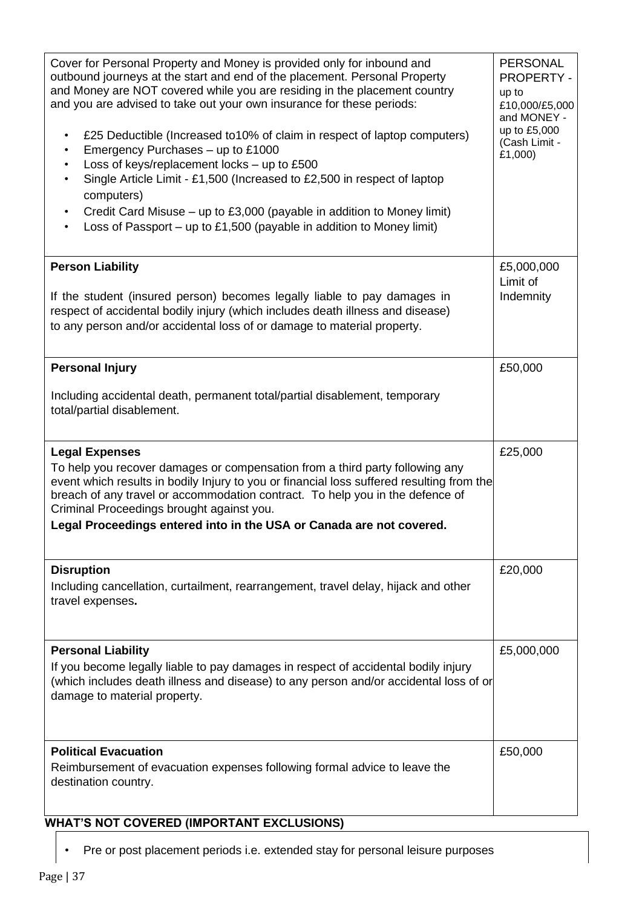| | |
|---|---|
| Cover for Personal Property and Money is provided only for inbound and outbound journeys at the start and end of the placement. Personal Property and Money are NOT covered while you are residing in the placement country and you are advised to take out your own insurance for these periods:<br><br>• £25 Deductible (Increased to10% of claim in respect of laptop computers)<br>• Emergency Purchases – up to £1000<br>• Loss of keys/replacement locks – up to £500<br>• Single Article Limit - £1,500 (Increased to £2,500 in respect of laptop computers)<br>• Credit Card Misuse – up to £3,000 (payable in addition to Money limit)<br>• Loss of Passport – up to £1,500 (payable in addition to Money limit) | PERSONAL PROPERTY - up to £10,000/£5,000 and MONEY - up to £5,000 (Cash Limit - £1,000) |
| **Person Liability**<br><br>If the student (insured person) becomes legally liable to pay damages in respect of accidental bodily injury (which includes death illness and disease) to any person and/or accidental loss of or damage to material property. | £5,000,000 Limit of Indemnity |
| **Personal Injury**<br><br>Including accidental death, permanent total/partial disablement, temporary total/partial disablement. | £50,000 |
| **Legal Expenses**<br>To help you recover damages or compensation from a third party following any event which results in bodily Injury to you or financial loss suffered resulting from the breach of any travel or accommodation contract. To help you in the defence of Criminal Proceedings brought against you.<br>**Legal Proceedings entered into in the USA or Canada are not covered.** | £25,000 |
| **Disruption**<br>Including cancellation, curtailment, rearrangement, travel delay, hijack and other travel expenses**.** | £20,000 |
| **Personal Liability**<br>If you become legally liable to pay damages in respect of accidental bodily injury (which includes death illness and disease) to any person and/or accidental loss of or damage to material property. | £5,000,000 |
| **Political Evacuation**<br>Reimbursement of evacuation expenses following formal advice to leave the destination country. | £50,000 |

**WHAT'S NOT COVERED (IMPORTANT EXCLUSIONS)**

- Pre or post placement periods i.e. extended stay for personal leisure purposes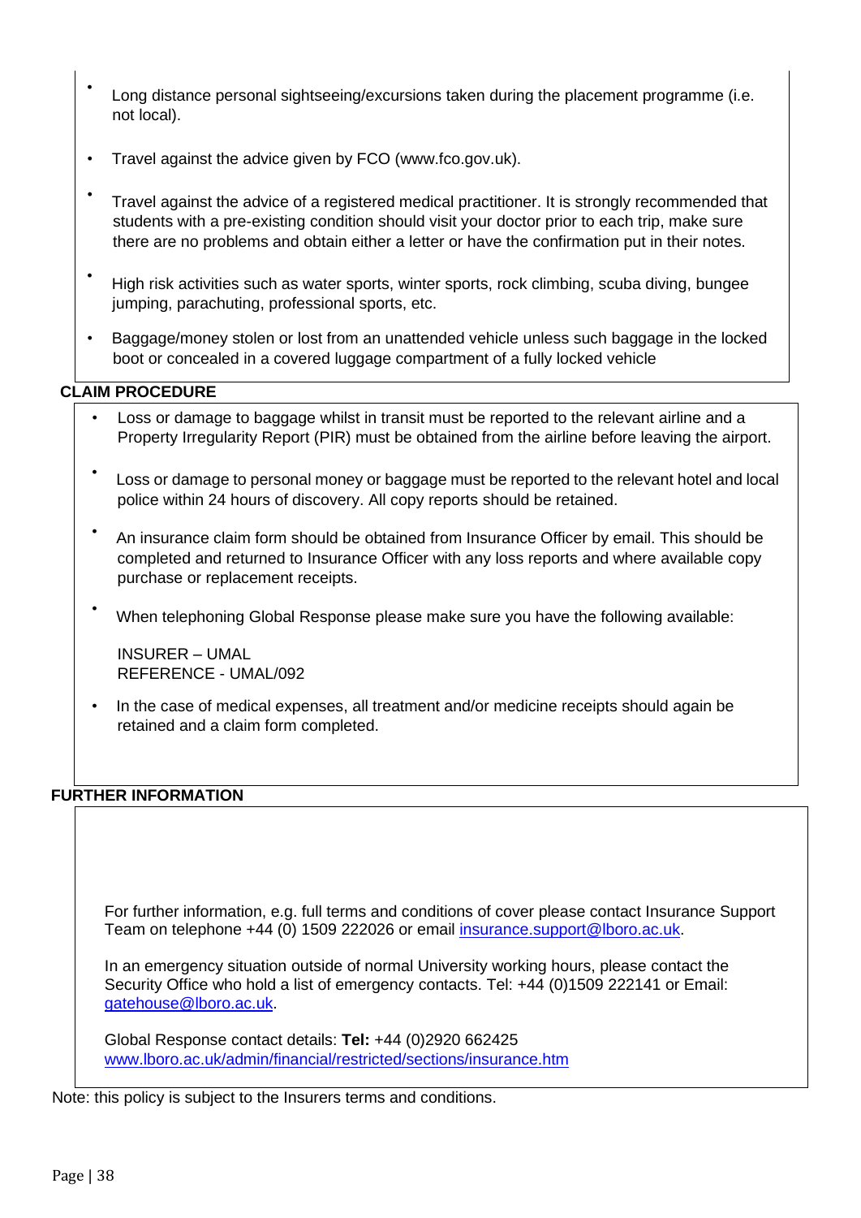- Long distance personal sightseeing/excursions taken during the placement programme (i.e. not local).
- Travel against the advice given by FCO (www.fco.gov.uk).
- Travel against the advice of a registered medical practitioner. It is strongly recommended that students with a pre-existing condition should visit your doctor prior to each trip, make sure there are no problems and obtain either a letter or have the confirmation put in their notes.
- High risk activities such as water sports, winter sports, rock climbing, scuba diving, bungee jumping, parachuting, professional sports, etc.
- Baggage/money stolen or lost from an unattended vehicle unless such baggage in the locked boot or concealed in a covered luggage compartment of a fully locked vehicle

**CLAIM PROCEDURE**

- Loss or damage to baggage whilst in transit must be reported to the relevant airline and a Property Irregularity Report (PIR) must be obtained from the airline before leaving the airport.
- Loss or damage to personal money or baggage must be reported to the relevant hotel and local police within 24 hours of discovery. All copy reports should be retained.
- An insurance claim form should be obtained from Insurance Officer by email. This should be completed and returned to Insurance Officer with any loss reports and where available copy purchase or replacement receipts.
- When telephoning Global Response please make sure you have the following available:

  INSURER – UMAL
  REFERENCE - UMAL/092

- In the case of medical expenses, all treatment and/or medicine receipts should again be retained and a claim form completed.

**FURTHER INFORMATION**

For further information, e.g. full terms and conditions of cover please contact Insurance Support Team on telephone +44 (0) 1509 222026 or email insurance.support@lboro.ac.uk.

In an emergency situation outside of normal University working hours, please contact the Security Office who hold a list of emergency contacts. Tel: +44 (0)1509 222141 or Email: gatehouse@lboro.ac.uk.

Global Response contact details: **Tel:** +44 (0)2920 662425
www.lboro.ac.uk/admin/financial/restricted/sections/insurance.htm

Note: this policy is subject to the Insurers terms and conditions.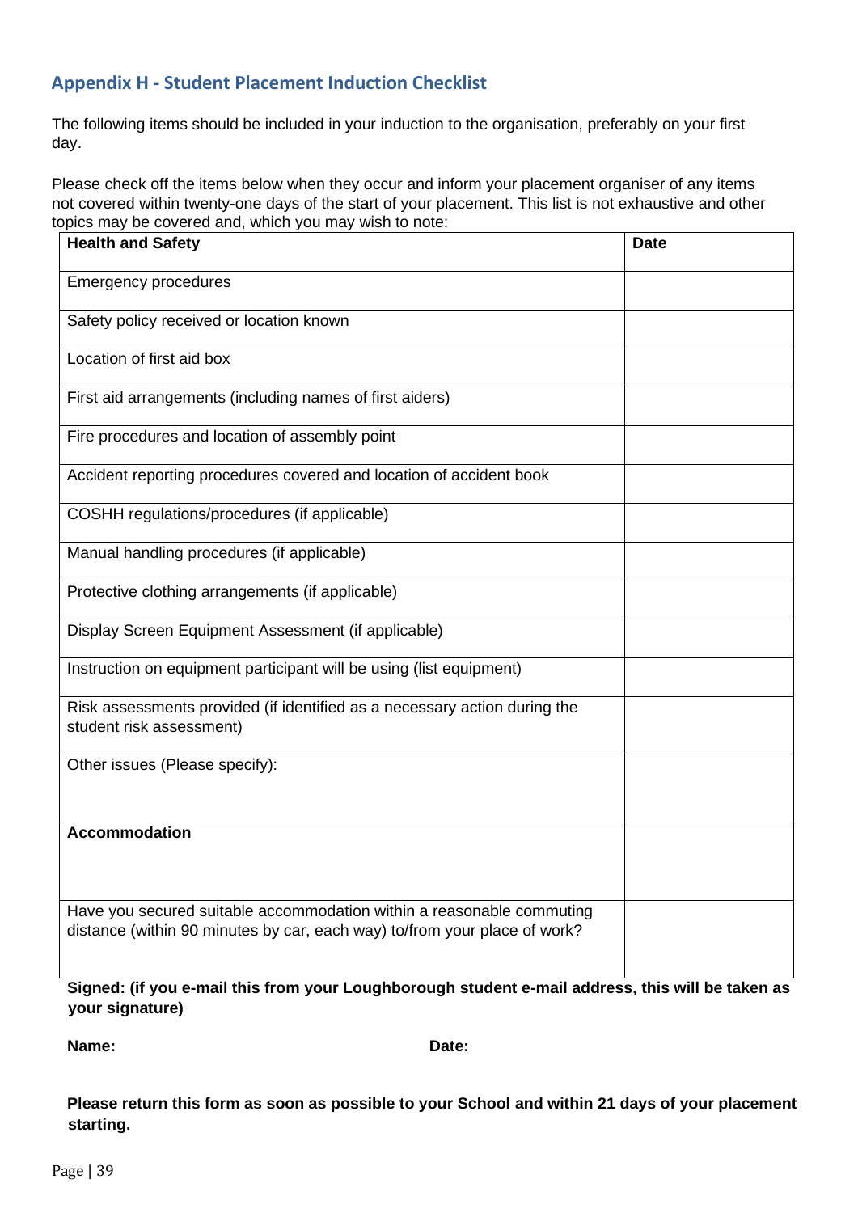## Appendix H - Student Placement Induction Checklist

The following items should be included in your induction to the organisation, preferably on your first day.

Please check off the items below when they occur and inform your placement organiser of any items not covered within twenty-one days of the start of your placement. This list is not exhaustive and other topics may be covered and, which you may wish to note:

| **Health and Safety** | **Date** |
|---|---|
| Emergency procedures | |
| Safety policy received or location known | |
| Location of first aid box | |
| First aid arrangements (including names of first aiders) | |
| Fire procedures and location of assembly point | |
| Accident reporting procedures covered and location of accident book | |
| COSHH regulations/procedures (if applicable) | |
| Manual handling procedures (if applicable) | |
| Protective clothing arrangements (if applicable) | |
| Display Screen Equipment Assessment (if applicable) | |
| Instruction on equipment participant will be using (list equipment) | |
| Risk assessments provided (if identified as a necessary action during the student risk assessment) | |
| Other issues (Please specify): | |
| **Accommodation** | |
| Have you secured suitable accommodation within a reasonable commuting distance (within 90 minutes by car, each way) to/from your place of work? | |

**Signed: (if you e-mail this from your Loughborough student e-mail address, this will be taken as your signature)**

**Name:** **Date:**

**Please return this form as soon as possible to your School and within 21 days of your placement starting.**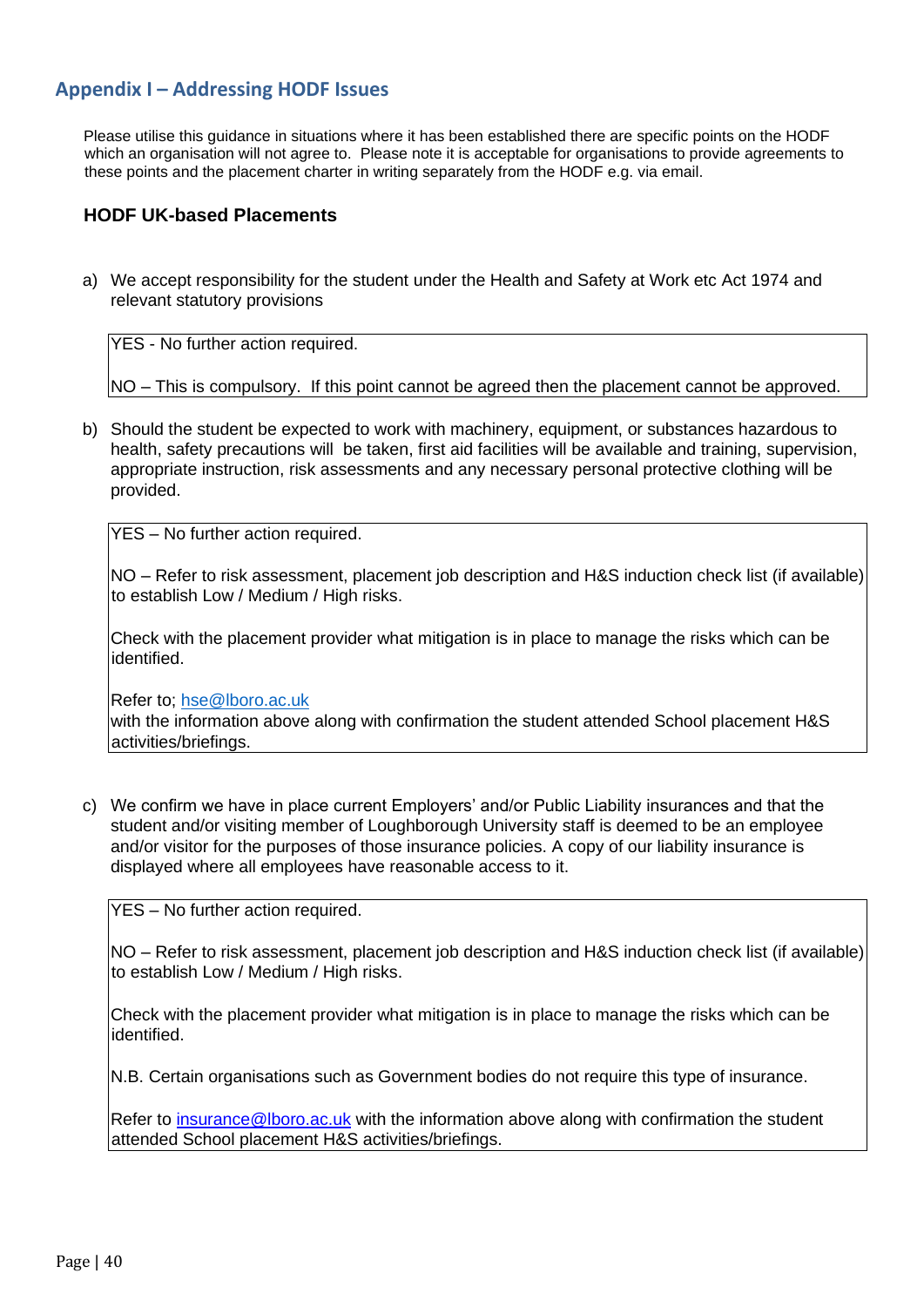## Appendix I – Addressing HODF Issues

Please utilise this guidance in situations where it has been established there are specific points on the HODF which an organisation will not agree to. Please note it is acceptable for organisations to provide agreements to these points and the placement charter in writing separately from the HODF e.g. via email.

### HODF UK-based Placements

a) We accept responsibility for the student under the Health and Safety at Work etc Act 1974 and relevant statutory provisions

> YES - No further action required.
>
> NO – This is compulsory. If this point cannot be agreed then the placement cannot be approved.

b) Should the student be expected to work with machinery, equipment, or substances hazardous to health, safety precautions will be taken, first aid facilities will be available and training, supervision, appropriate instruction, risk assessments and any necessary personal protective clothing will be provided.

> YES – No further action required.
>
> NO – Refer to risk assessment, placement job description and H&S induction check list (if available) to establish Low / Medium / High risks.
>
> Check with the placement provider what mitigation is in place to manage the risks which can be identified.
>
> Refer to; hse@lboro.ac.uk
> with the information above along with confirmation the student attended School placement H&S activities/briefings.

c) We confirm we have in place current Employers' and/or Public Liability insurances and that the student and/or visiting member of Loughborough University staff is deemed to be an employee and/or visitor for the purposes of those insurance policies. A copy of our liability insurance is displayed where all employees have reasonable access to it.

> YES – No further action required.
>
> NO – Refer to risk assessment, placement job description and H&S induction check list (if available) to establish Low / Medium / High risks.
>
> Check with the placement provider what mitigation is in place to manage the risks which can be identified.
>
> N.B. Certain organisations such as Government bodies do not require this type of insurance.
>
> Refer to insurance@lboro.ac.uk with the information above along with confirmation the student attended School placement H&S activities/briefings.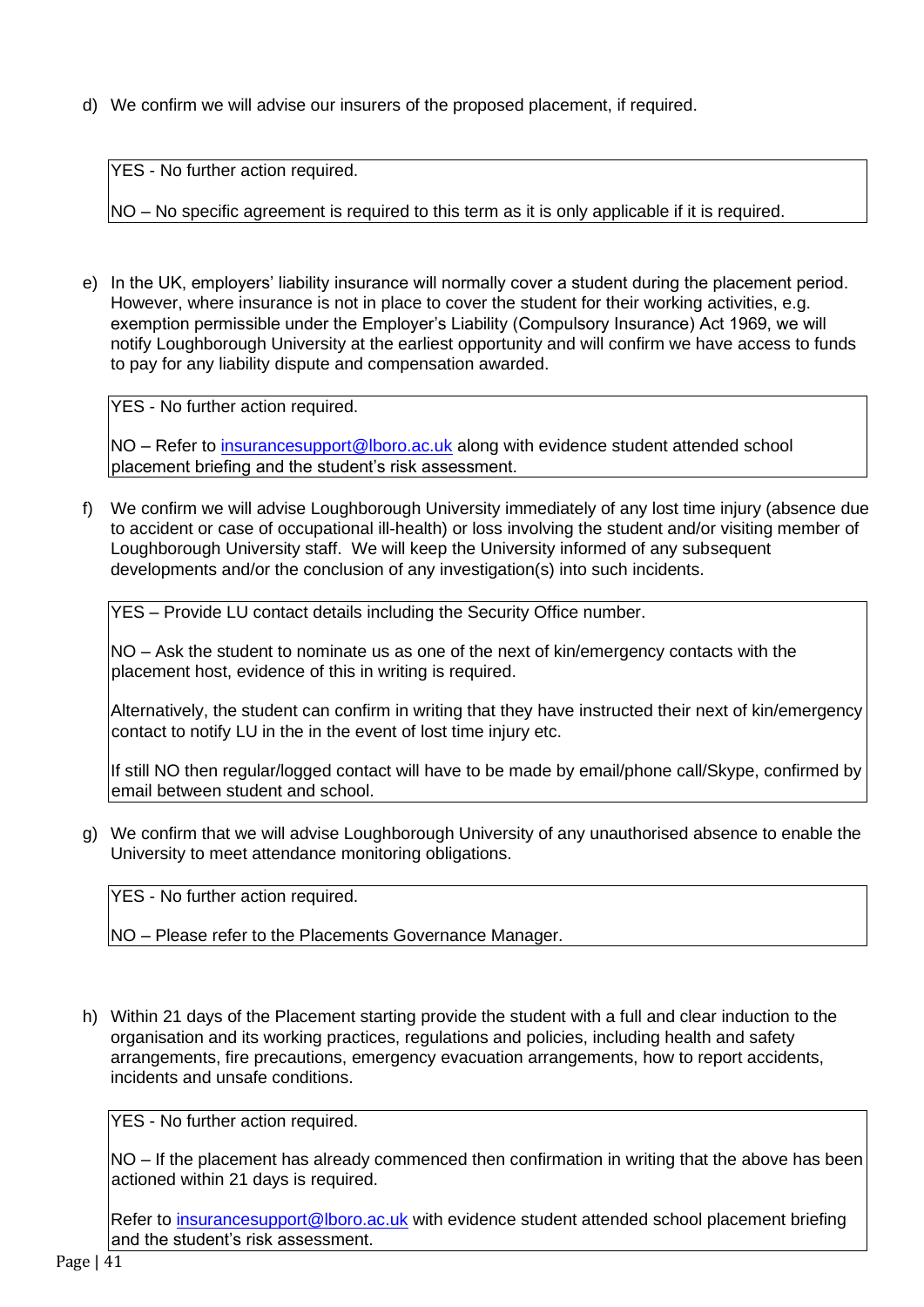d) We confirm we will advise our insurers of the proposed placement, if required.

> YES - No further action required.
>
> NO – No specific agreement is required to this term as it is only applicable if it is required.

e) In the UK, employers' liability insurance will normally cover a student during the placement period. However, where insurance is not in place to cover the student for their working activities, e.g. exemption permissible under the Employer's Liability (Compulsory Insurance) Act 1969, we will notify Loughborough University at the earliest opportunity and will confirm we have access to funds to pay for any liability dispute and compensation awarded.

> YES - No further action required.
>
> NO – Refer to [insurancesupport@lboro.ac.uk](mailto:insurancesupport@lboro.ac.uk) along with evidence student attended school placement briefing and the student's risk assessment.

f) We confirm we will advise Loughborough University immediately of any lost time injury (absence due to accident or case of occupational ill-health) or loss involving the student and/or visiting member of Loughborough University staff. We will keep the University informed of any subsequent developments and/or the conclusion of any investigation(s) into such incidents.

> YES – Provide LU contact details including the Security Office number.
>
> NO – Ask the student to nominate us as one of the next of kin/emergency contacts with the placement host, evidence of this in writing is required.
>
> Alternatively, the student can confirm in writing that they have instructed their next of kin/emergency contact to notify LU in the in the event of lost time injury etc.
>
> If still NO then regular/logged contact will have to be made by email/phone call/Skype, confirmed by email between student and school.

g) We confirm that we will advise Loughborough University of any unauthorised absence to enable the University to meet attendance monitoring obligations.

> YES - No further action required.
>
> NO – Please refer to the Placements Governance Manager.

h) Within 21 days of the Placement starting provide the student with a full and clear induction to the organisation and its working practices, regulations and policies, including health and safety arrangements, fire precautions, emergency evacuation arrangements, how to report accidents, incidents and unsafe conditions.

> YES - No further action required.
>
> NO – If the placement has already commenced then confirmation in writing that the above has been actioned within 21 days is required.
>
> Refer to [insurancesupport@lboro.ac.uk](mailto:insurancesupport@lboro.ac.uk) with evidence student attended school placement briefing and the student's risk assessment.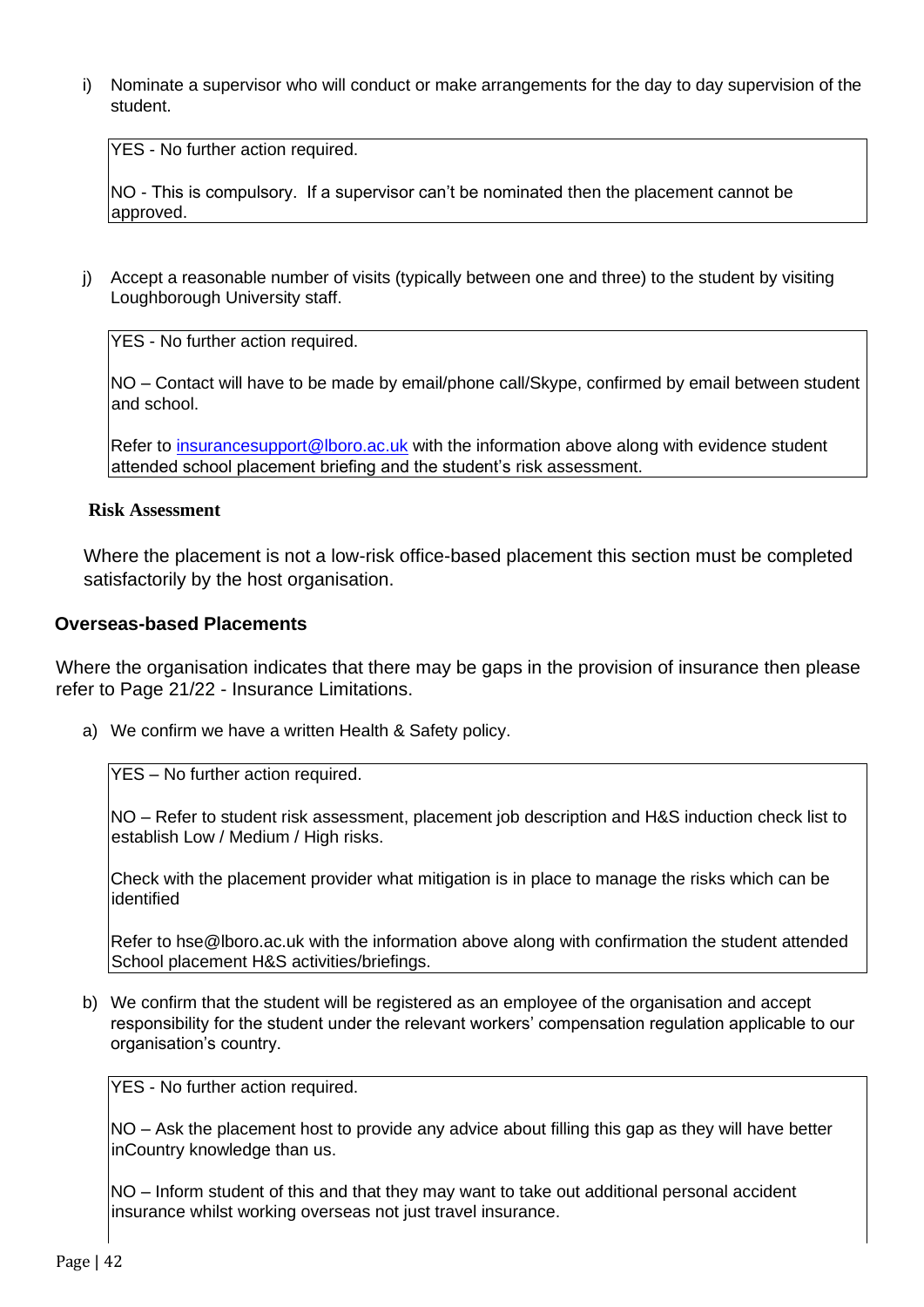i) Nominate a supervisor who will conduct or make arrangements for the day to day supervision of the student.

> YES - No further action required.
>
> NO - This is compulsory. If a supervisor can't be nominated then the placement cannot be approved.

j) Accept a reasonable number of visits (typically between one and three) to the student by visiting Loughborough University staff.

> YES - No further action required.
>
> NO – Contact will have to be made by email/phone call/Skype, confirmed by email between student and school.
>
> Refer to insurancesupport@lboro.ac.uk with the information above along with evidence student attended school placement briefing and the student's risk assessment.

**Risk Assessment**

Where the placement is not a low-risk office-based placement this section must be completed satisfactorily by the host organisation.

### Overseas-based Placements

Where the organisation indicates that there may be gaps in the provision of insurance then please refer to Page 21/22 - Insurance Limitations.

a) We confirm we have a written Health & Safety policy.

> YES – No further action required.
>
> NO – Refer to student risk assessment, placement job description and H&S induction check list to establish Low / Medium / High risks.
>
> Check with the placement provider what mitigation is in place to manage the risks which can be identified
>
> Refer to hse@lboro.ac.uk with the information above along with confirmation the student attended School placement H&S activities/briefings.

b) We confirm that the student will be registered as an employee of the organisation and accept responsibility for the student under the relevant workers' compensation regulation applicable to our organisation's country.

> YES - No further action required.
>
> NO – Ask the placement host to provide any advice about filling this gap as they will have better inCountry knowledge than us.
>
> NO – Inform student of this and that they may want to take out additional personal accident insurance whilst working overseas not just travel insurance.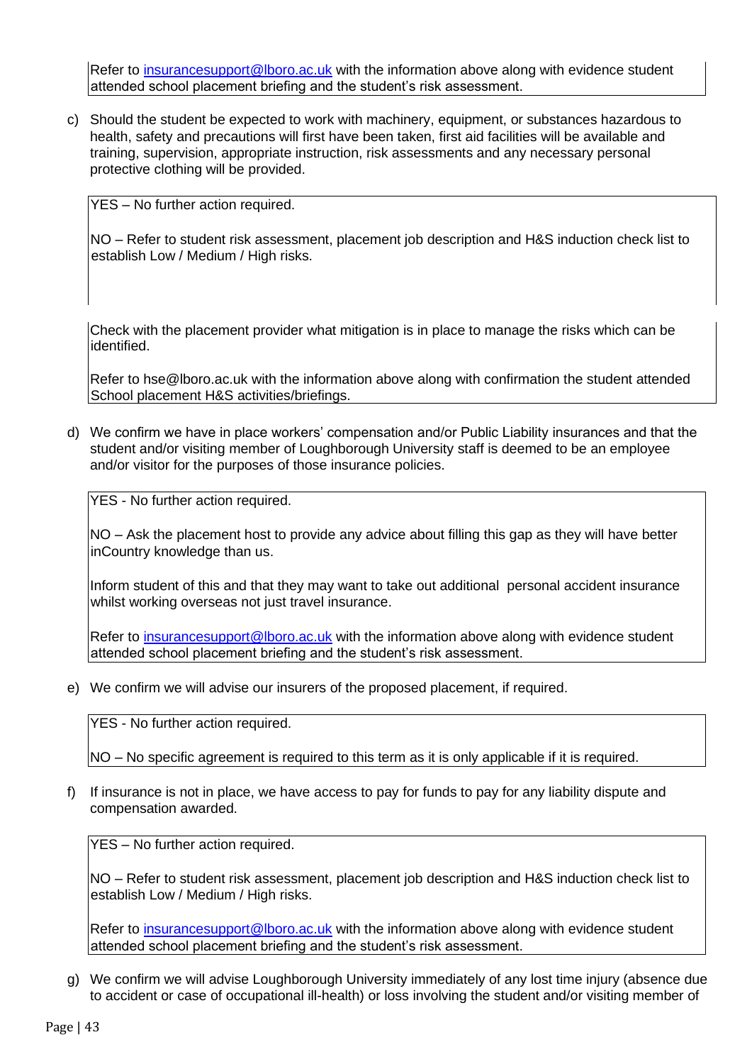Refer to insurancesupport@lboro.ac.uk with the information above along with evidence student attended school placement briefing and the student's risk assessment.

c) Should the student be expected to work with machinery, equipment, or substances hazardous to health, safety and precautions will first have been taken, first aid facilities will be available and training, supervision, appropriate instruction, risk assessments and any necessary personal protective clothing will be provided.

> YES – No further action required.
>
> NO – Refer to student risk assessment, placement job description and H&S induction check list to establish Low / Medium / High risks.
>
> Check with the placement provider what mitigation is in place to manage the risks which can be identified.
>
> Refer to hse@lboro.ac.uk with the information above along with confirmation the student attended School placement H&S activities/briefings.

d) We confirm we have in place workers' compensation and/or Public Liability insurances and that the student and/or visiting member of Loughborough University staff is deemed to be an employee and/or visitor for the purposes of those insurance policies.

> YES - No further action required.
>
> NO – Ask the placement host to provide any advice about filling this gap as they will have better inCountry knowledge than us.
>
> Inform student of this and that they may want to take out additional personal accident insurance whilst working overseas not just travel insurance.
>
> Refer to insurancesupport@lboro.ac.uk with the information above along with evidence student attended school placement briefing and the student's risk assessment.

e) We confirm we will advise our insurers of the proposed placement, if required.

> YES - No further action required.
>
> NO – No specific agreement is required to this term as it is only applicable if it is required.

f) If insurance is not in place, we have access to pay for funds to pay for any liability dispute and compensation awarded.

> YES – No further action required.
>
> NO – Refer to student risk assessment, placement job description and H&S induction check list to establish Low / Medium / High risks.
>
> Refer to insurancesupport@lboro.ac.uk with the information above along with evidence student attended school placement briefing and the student's risk assessment.

g) We confirm we will advise Loughborough University immediately of any lost time injury (absence due to accident or case of occupational ill-health) or loss involving the student and/or visiting member of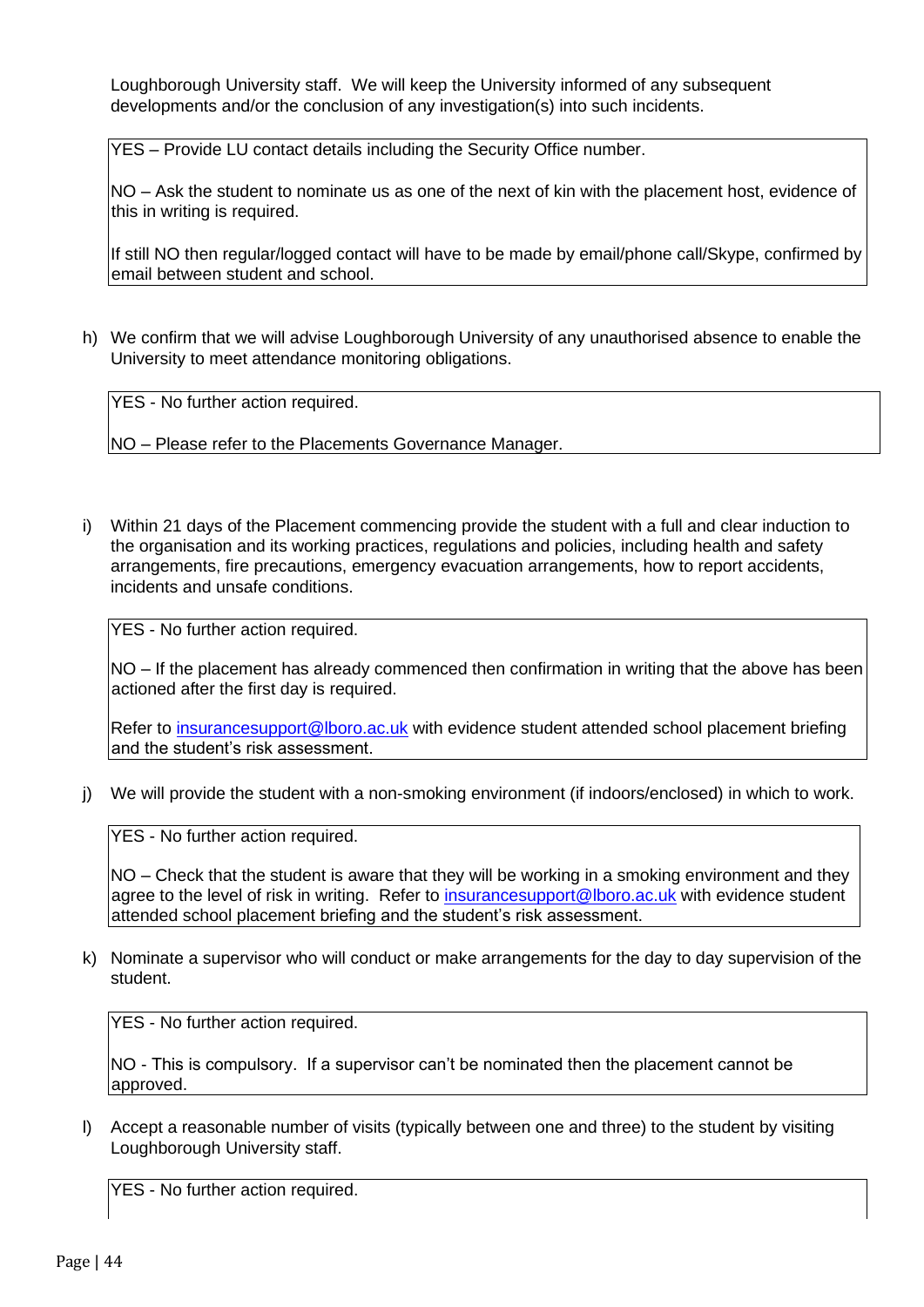Loughborough University staff. We will keep the University informed of any subsequent developments and/or the conclusion of any investigation(s) into such incidents.

| YES – Provide LU contact details including the Security Office number.<br><br>NO – Ask the student to nominate us as one of the next of kin with the placement host, evidence of this in writing is required.<br><br>If still NO then regular/logged contact will have to be made by email/phone call/Skype, confirmed by email between student and school. |
|---|

h) We confirm that we will advise Loughborough University of any unauthorised absence to enable the University to meet attendance monitoring obligations.

| YES - No further action required.<br><br>NO – Please refer to the Placements Governance Manager. |
|---|

i) Within 21 days of the Placement commencing provide the student with a full and clear induction to the organisation and its working practices, regulations and policies, including health and safety arrangements, fire precautions, emergency evacuation arrangements, how to report accidents, incidents and unsafe conditions.

| YES - No further action required.<br><br>NO – If the placement has already commenced then confirmation in writing that the above has been actioned after the first day is required.<br><br>Refer to insurancesupport@lboro.ac.uk with evidence student attended school placement briefing and the student's risk assessment. |
|---|

j) We will provide the student with a non-smoking environment (if indoors/enclosed) in which to work.

| YES - No further action required.<br><br>NO – Check that the student is aware that they will be working in a smoking environment and they agree to the level of risk in writing. Refer to insurancesupport@lboro.ac.uk with evidence student attended school placement briefing and the student's risk assessment. |
|---|

k) Nominate a supervisor who will conduct or make arrangements for the day to day supervision of the student.

| YES - No further action required.<br><br>NO - This is compulsory. If a supervisor can't be nominated then the placement cannot be approved. |
|---|

l) Accept a reasonable number of visits (typically between one and three) to the student by visiting Loughborough University staff.

| YES - No further action required. |
|---|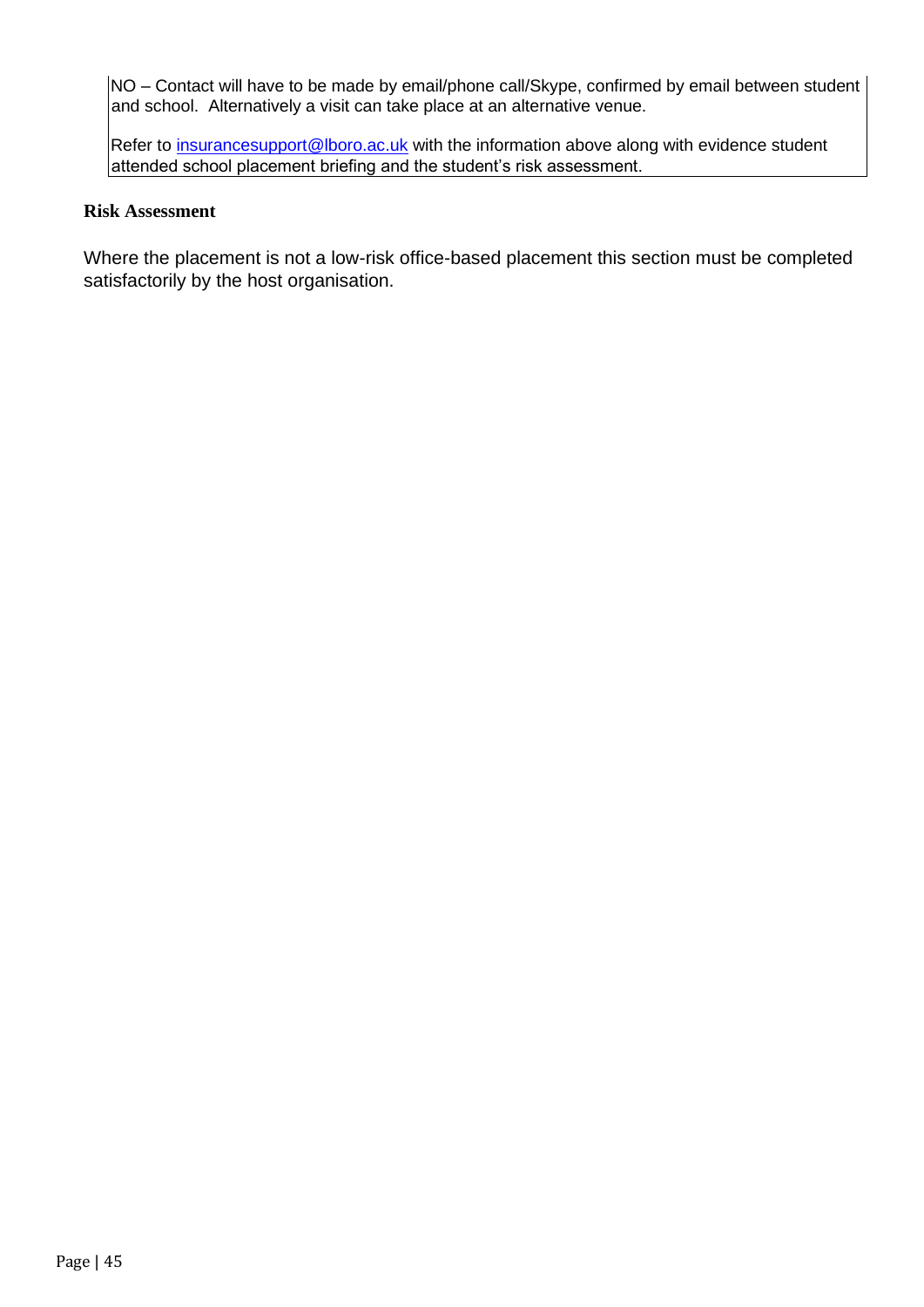NO – Contact will have to be made by email/phone call/Skype, confirmed by email between student and school. Alternatively a visit can take place at an alternative venue.

Refer to insurancesupport@lboro.ac.uk with the information above along with evidence student attended school placement briefing and the student's risk assessment.

**Risk Assessment**

Where the placement is not a low-risk office-based placement this section must be completed satisfactorily by the host organisation.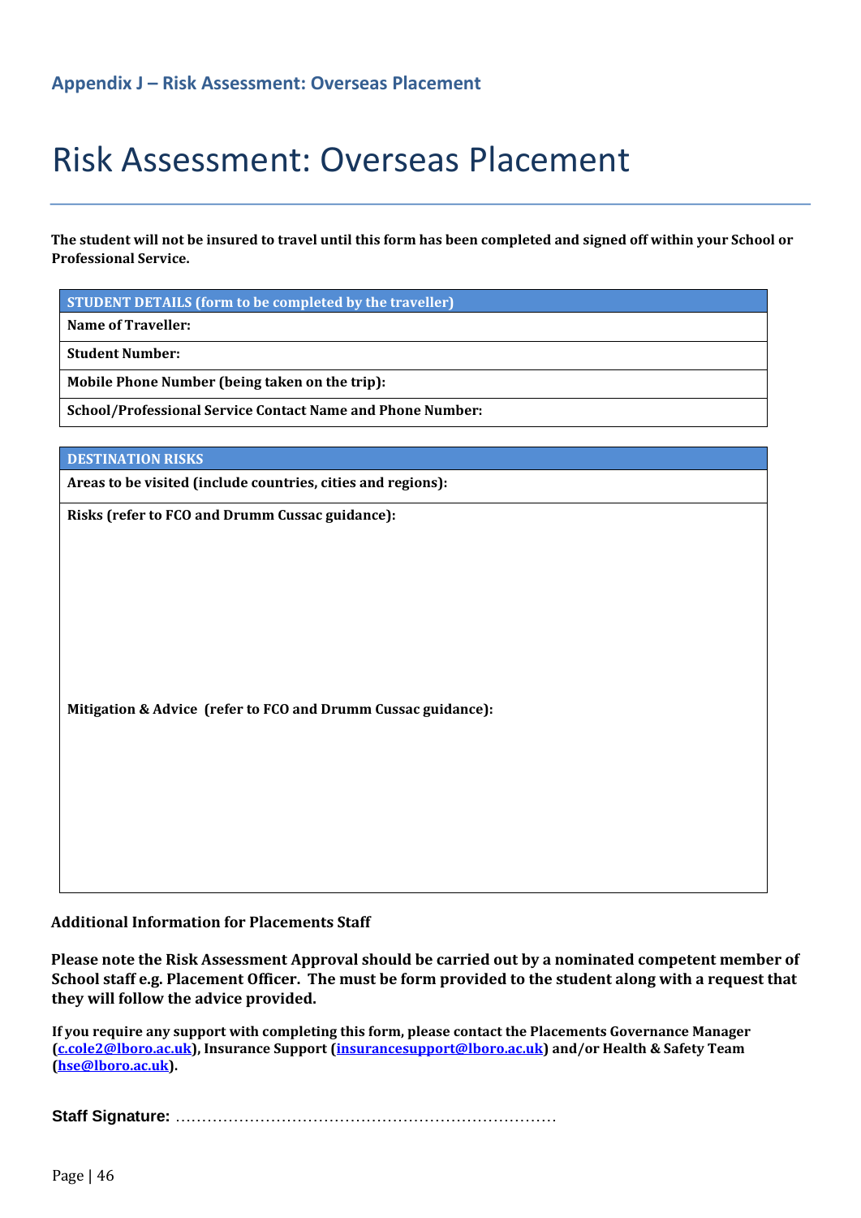## Appendix J – Risk Assessment: Overseas Placement

# Risk Assessment: Overseas Placement

**The student will not be insured to travel until this form has been completed and signed off within your School or Professional Service.**

| **STUDENT DETAILS (form to be completed by the traveller)** |
| --- |
| **Name of Traveller:** |
| **Student Number:** |
| **Mobile Phone Number (being taken on the trip):** |
| **School/Professional Service Contact Name and Phone Number:** |

| **DESTINATION RISKS** |
| --- |
| **Areas to be visited (include countries, cities and regions):** |
| **Risks (refer to FCO and Drumm Cussac guidance):** <br><br><br><br> **Mitigation & Advice (refer to FCO and Drumm Cussac guidance):** |

**Additional Information for Placements Staff**

**Please note the Risk Assessment Approval should be carried out by a nominated competent member of School staff e.g. Placement Officer. The must be form provided to the student along with a request that they will follow the advice provided.**

**If you require any support with completing this form, please contact the Placements Governance Manager ([c.cole2@lboro.ac.uk](mailto:c.cole2@lboro.ac.uk)), Insurance Support ([insurancesupport@lboro.ac.uk](mailto:insurancesupport@lboro.ac.uk)) and/or Health & Safety Team ([hse@lboro.ac.uk](mailto:hse@lboro.ac.uk)).**

**Staff Signature:** …………………………………………………………………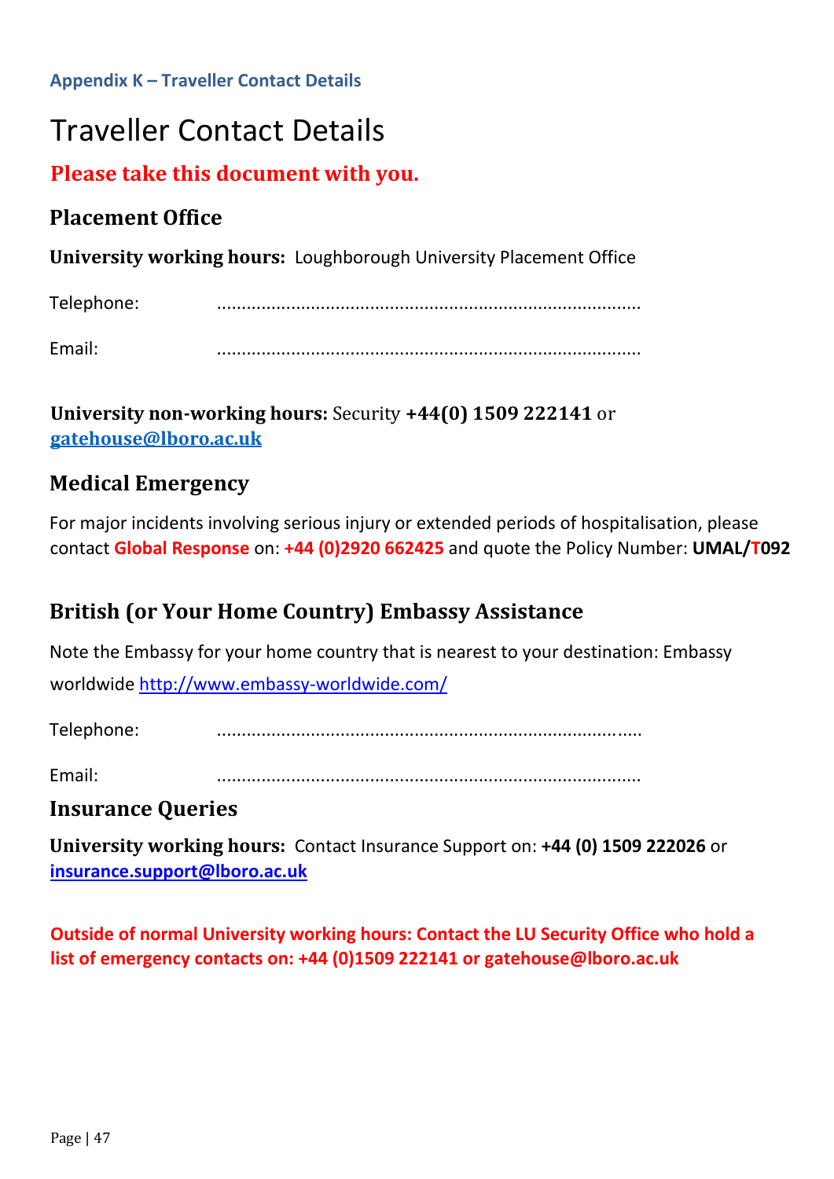**Appendix K – Traveller Contact Details**

# Traveller Contact Details

**Please take this document with you.**

## Placement Office

**University working hours:** Loughborough University Placement Office

Telephone: ....................................................................................

Email: ....................................................................................

**University non-working hours:** Security **+44(0) 1509 222141** or **gatehouse@lboro.ac.uk**

## Medical Emergency

For major incidents involving serious injury or extended periods of hospitalisation, please contact **Global Response** on: **+44 (0)2920 662425** and quote the Policy Number: **UMAL/T092**

## British (or Your Home Country) Embassy Assistance

Note the Embassy for your home country that is nearest to your destination: Embassy worldwide http://www.embassy-worldwide.com/

Telephone: ....................................................................................

Email: ....................................................................................

## Insurance Queries

**University working hours:** Contact Insurance Support on: **+44 (0) 1509 222026** or **insurance.support@lboro.ac.uk**

**Outside of normal University working hours: Contact the LU Security Office who hold a list of emergency contacts on: +44 (0)1509 222141 or gatehouse@lboro.ac.uk**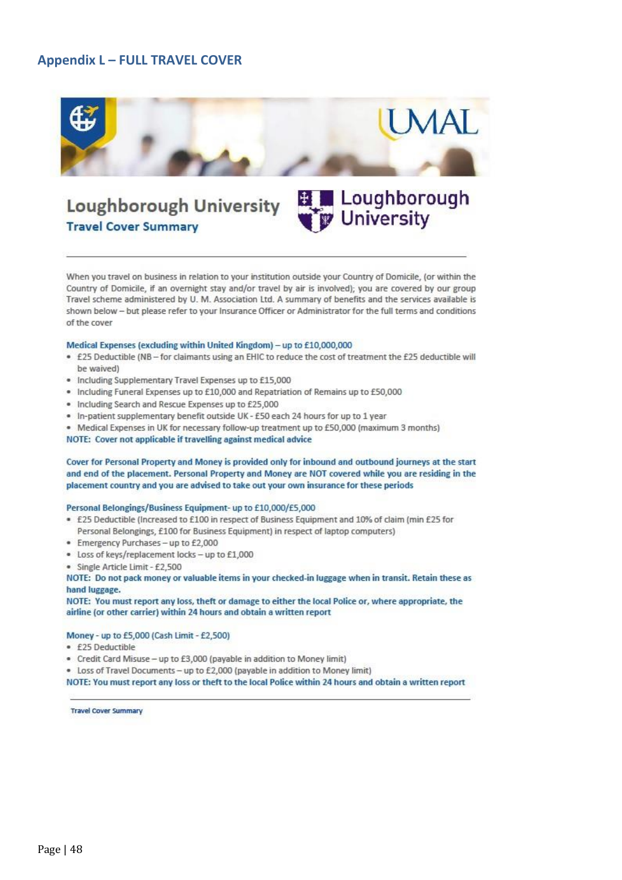## Appendix L – FULL TRAVEL COVER

UMAL

# Loughborough University

### Travel Cover Summary

Loughborough University

When you travel on business in relation to your institution outside your Country of Domicile, (or within the Country of Domicile, if an overnight stay and/or travel by air is involved); you are covered by our group Travel scheme administered by U. M. Association Ltd. A summary of benefits and the services available is shown below – but please refer to your Insurance Officer or Administrator for the full terms and conditions of the cover

**Medical Expenses (excluding within United Kingdom) – up to £10,000,000**

- £25 Deductible (NB – for claimants using an EHIC to reduce the cost of treatment the £25 deductible will be waived)
- Including Supplementary Travel Expenses up to £15,000
- Including Funeral Expenses up to £10,000 and Repatriation of Remains up to £50,000
- Including Search and Rescue Expenses up to £25,000
- In-patient supplementary benefit outside UK - £50 each 24 hours for up to 1 year
- Medical Expenses in UK for necessary follow-up treatment up to £50,000 (maximum 3 months)

**NOTE: Cover not applicable if travelling against medical advice**

**Cover for Personal Property and Money is provided only for inbound and outbound journeys at the start and end of the placement. Personal Property and Money are NOT covered while you are residing in the placement country and you are advised to take out your own insurance for these periods**

**Personal Belongings/Business Equipment- up to £10,000/£5,000**

- £25 Deductible (Increased to £100 in respect of Business Equipment and 10% of claim (min £25 for Personal Belongings, £100 for Business Equipment) in respect of laptop computers)
- Emergency Purchases – up to £2,000
- Loss of keys/replacement locks – up to £1,000
- Single Article Limit - £2,500

**NOTE: Do not pack money or valuable items in your checked-in luggage when in transit. Retain these as hand luggage.**

**NOTE: You must report any loss, theft or damage to either the local Police or, where appropriate, the airline (or other carrier) within 24 hours and obtain a written report**

**Money - up to £5,000 (Cash Limit - £2,500)**

- £25 Deductible
- Credit Card Misuse – up to £3,000 (payable in addition to Money limit)
- Loss of Travel Documents – up to £2,000 (payable in addition to Money limit)

**NOTE: You must report any loss or theft to the local Police within 24 hours and obtain a written report**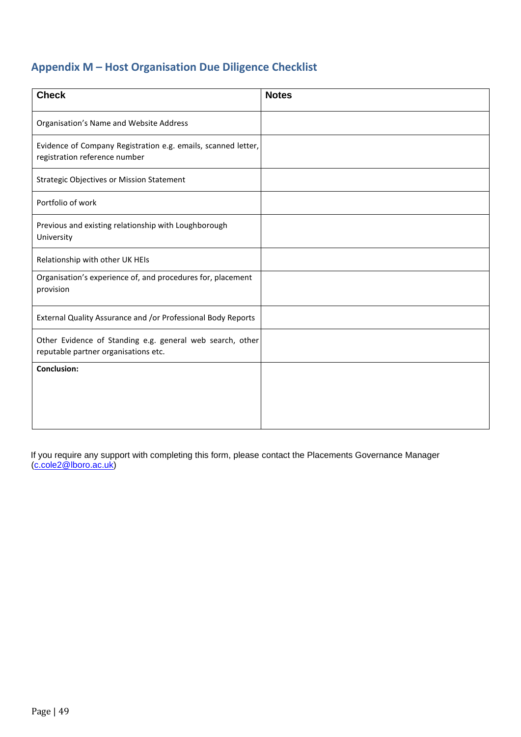## Appendix M – Host Organisation Due Diligence Checklist

| Check | Notes |
|---|---|
| Organisation's Name and Website Address | |
| Evidence of Company Registration e.g. emails, scanned letter, registration reference number | |
| Strategic Objectives or Mission Statement | |
| Portfolio of work | |
| Previous and existing relationship with Loughborough University | |
| Relationship with other UK HEIs | |
| Organisation's experience of, and procedures for, placement provision | |
| External Quality Assurance and /or Professional Body Reports | |
| Other Evidence of Standing e.g. general web search, other reputable partner organisations etc. | |
| **Conclusion:** | |

If you require any support with completing this form, please contact the Placements Governance Manager (c.cole2@lboro.ac.uk)